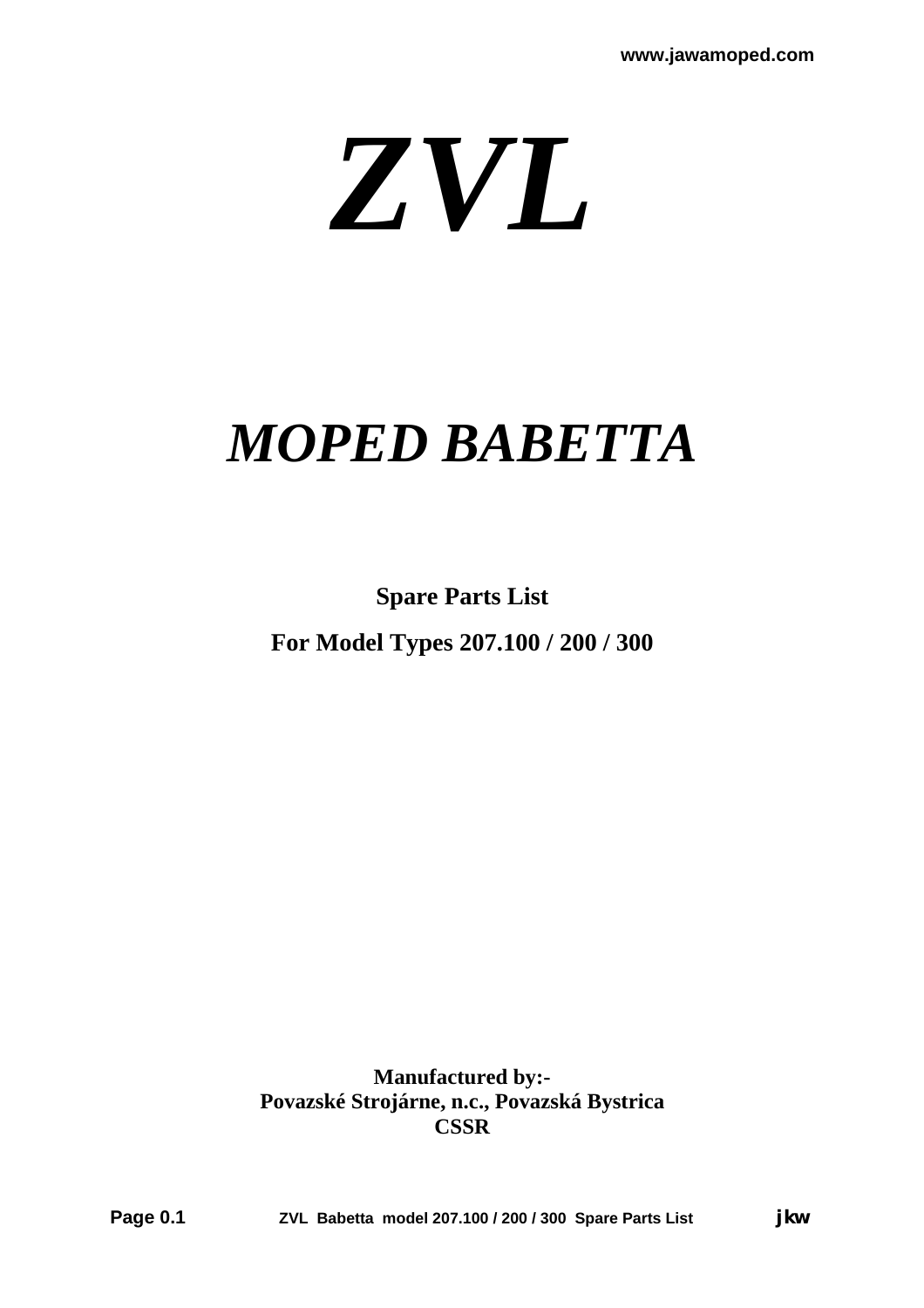# *ZVL*

## *MOPED BABETTA*

**Spare Parts List**

**For Model Types 207.100 / 200 / 300**

**Manufactured by:-**
**Povazské Strojárne, n.c., Povazská Bystrica**
**CSSR**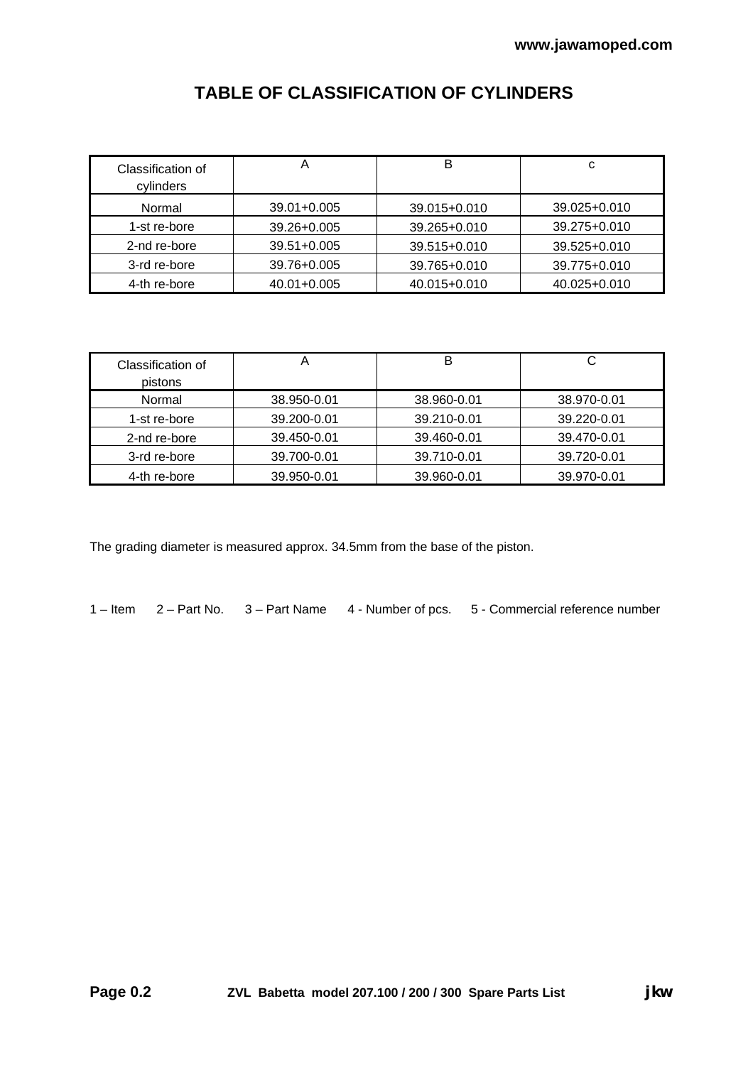# TABLE OF CLASSIFICATION OF CYLINDERS

| Classification of cylinders | A | B | c |
|---|---|---|---|
| Normal | 39.01+0.005 | 39.015+0.010 | 39.025+0.010 |
| 1-st re-bore | 39.26+0.005 | 39.265+0.010 | 39.275+0.010 |
| 2-nd re-bore | 39.51+0.005 | 39.515+0.010 | 39.525+0.010 |
| 3-rd re-bore | 39.76+0.005 | 39.765+0.010 | 39.775+0.010 |
| 4-th re-bore | 40.01+0.005 | 40.015+0.010 | 40.025+0.010 |

| Classification of pistons | A | B | C |
|---|---|---|---|
| Normal | 38.950-0.01 | 38.960-0.01 | 38.970-0.01 |
| 1-st re-bore | 39.200-0.01 | 39.210-0.01 | 39.220-0.01 |
| 2-nd re-bore | 39.450-0.01 | 39.460-0.01 | 39.470-0.01 |
| 3-rd re-bore | 39.700-0.01 | 39.710-0.01 | 39.720-0.01 |
| 4-th re-bore | 39.950-0.01 | 39.960-0.01 | 39.970-0.01 |

The grading diameter is measured approx. 34.5mm from the base of the piston.

1 – Item   2 – Part No.   3 – Part Name   4 - Number of pcs.   5 - Commercial reference number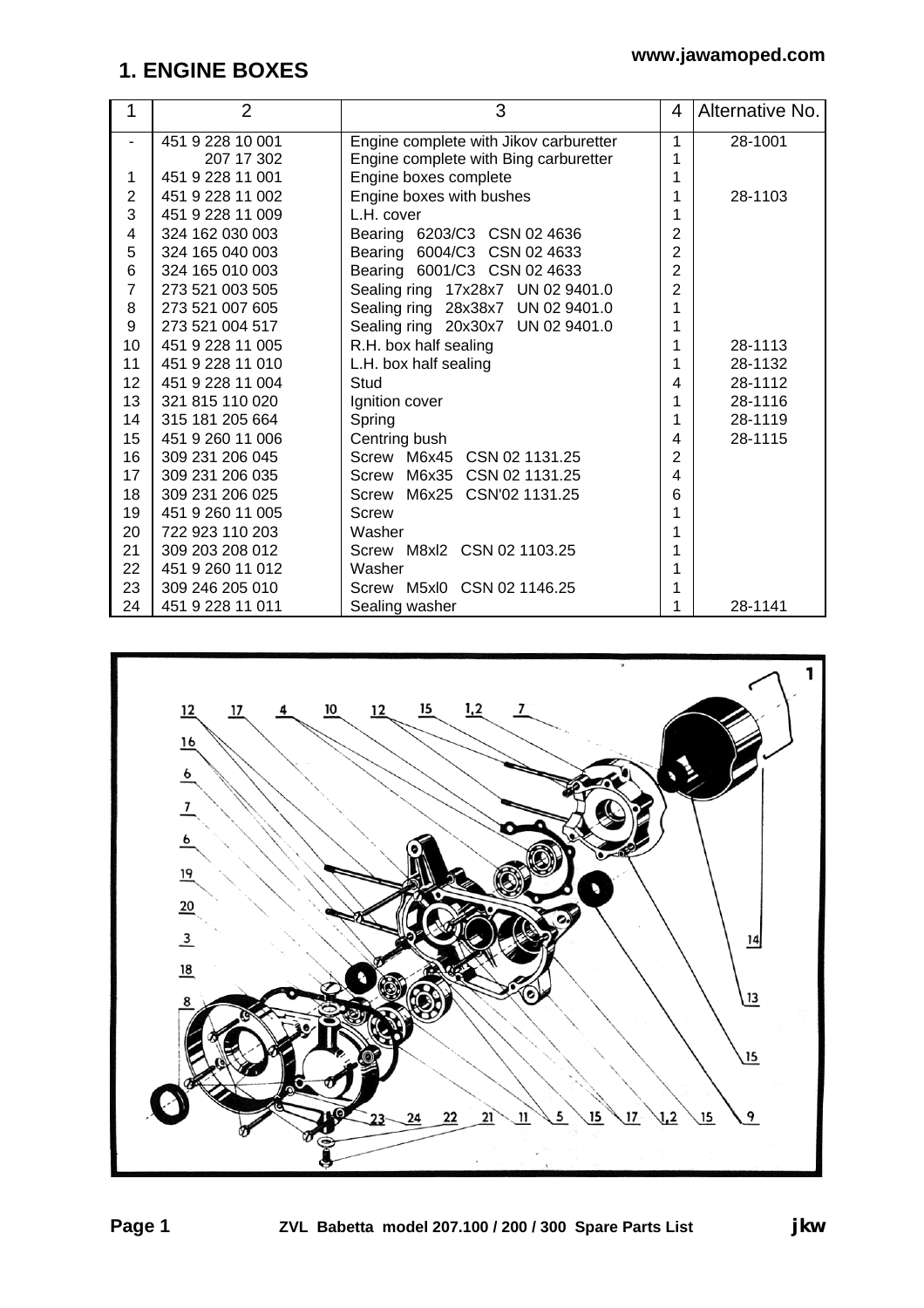# 1. ENGINE BOXES

www.jawamoped.com

| 1 | 2 | 3 | 4 | Alternative No. |
|---|---|---|---|---|
| - | 451 9 228 10 001 | Engine complete with Jikov carburetter | 1 | 28-1001 |
| | 207 17 302 | Engine complete with Bing carburetter | 1 | |
| 1 | 451 9 228 11 001 | Engine boxes complete | 1 | |
| 2 | 451 9 228 11 002 | Engine boxes with bushes | 1 | 28-1103 |
| 3 | 451 9 228 11 009 | L.H. cover | 1 | |
| 4 | 324 162 030 003 | Bearing 6203/C3 CSN 02 4636 | 2 | |
| 5 | 324 165 040 003 | Bearing 6004/C3 CSN 02 4633 | 2 | |
| 6 | 324 165 010 003 | Bearing 6001/C3 CSN 02 4633 | 2 | |
| 7 | 273 521 003 505 | Sealing ring 17x28x7 UN 02 9401.0 | 2 | |
| 8 | 273 521 007 605 | Sealing ring 28x38x7 UN 02 9401.0 | 1 | |
| 9 | 273 521 004 517 | Sealing ring 20x30x7 UN 02 9401.0 | 1 | |
| 10 | 451 9 228 11 005 | R.H. box half sealing | 1 | 28-1113 |
| 11 | 451 9 228 11 010 | L.H. box half sealing | 1 | 28-1132 |
| 12 | 451 9 228 11 004 | Stud | 4 | 28-1112 |
| 13 | 321 815 110 020 | Ignition cover | 1 | 28-1116 |
| 14 | 315 181 205 664 | Spring | 1 | 28-1119 |
| 15 | 451 9 260 11 006 | Centring bush | 4 | 28-1115 |
| 16 | 309 231 206 045 | Screw M6x45 CSN 02 1131.25 | 2 | |
| 17 | 309 231 206 035 | Screw M6x35 CSN 02 1131.25 | 4 | |
| 18 | 309 231 206 025 | Screw M6x25 CSN'02 1131.25 | 6 | |
| 19 | 451 9 260 11 005 | Screw | 1 | |
| 20 | 722 923 110 203 | Washer | 1 | |
| 21 | 309 203 208 012 | Screw M8xl2 CSN 02 1103.25 | 1 | |
| 22 | 451 9 260 11 012 | Washer | 1 | |
| 23 | 309 246 205 010 | Screw M5xl0 CSN 02 1146.25 | 1 | |
| 24 | 451 9 228 11 011 | Sealing washer | 1 | 28-1141 |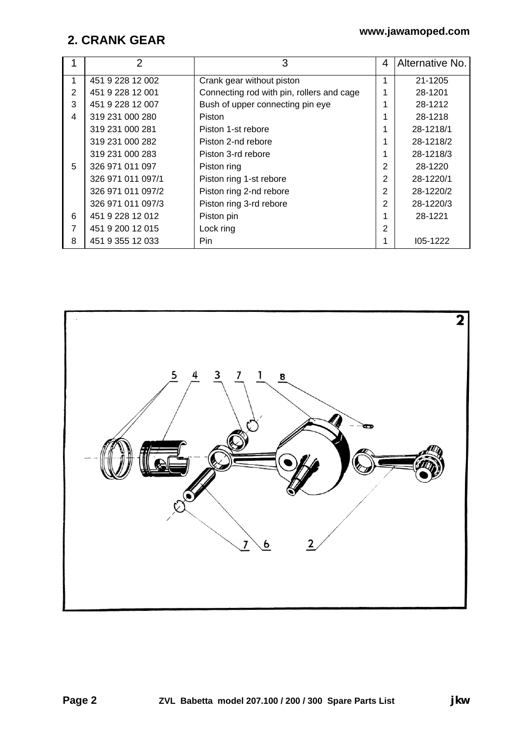## 2. CRANK GEAR

| 1 | 2 | 3 | 4 | Alternative No. |
|---|---|---|---|---|
| 1 | 451 9 228 12 002 | Crank gear without piston | 1 | 21-1205 |
| 2 | 451 9 228 12 001 | Connecting rod with pin, rollers and cage | 1 | 28-1201 |
| 3 | 451 9 228 12 007 | Bush of upper connecting pin eye | 1 | 28-1212 |
| 4 | 319 231 000 280 | Piston | 1 | 28-1218 |
| | 319 231 000 281 | Piston 1-st rebore | 1 | 28-1218/1 |
| | 319 231 000 282 | Piston 2-nd rebore | 1 | 28-1218/2 |
| | 319 231 000 283 | Piston 3-rd rebore | 1 | 28-1218/3 |
| 5 | 326 971 011 097 | Piston ring | 2 | 28-1220 |
| | 326 971 011 097/1 | Piston ring 1-st rebore | 2 | 28-1220/1 |
| | 326 971 011 097/2 | Piston ring 2-nd rebore | 2 | 28-1220/2 |
| | 326 971 011 097/3 | Piston ring 3-rd rebore | 2 | 28-1220/3 |
| 6 | 451 9 228 12 012 | Piston pin | 1 | 28-1221 |
| 7 | 451 9 200 12 015 | Lock ring | 2 | |
| 8 | 451 9 355 12 033 | Pin | 1 | I05-1222 |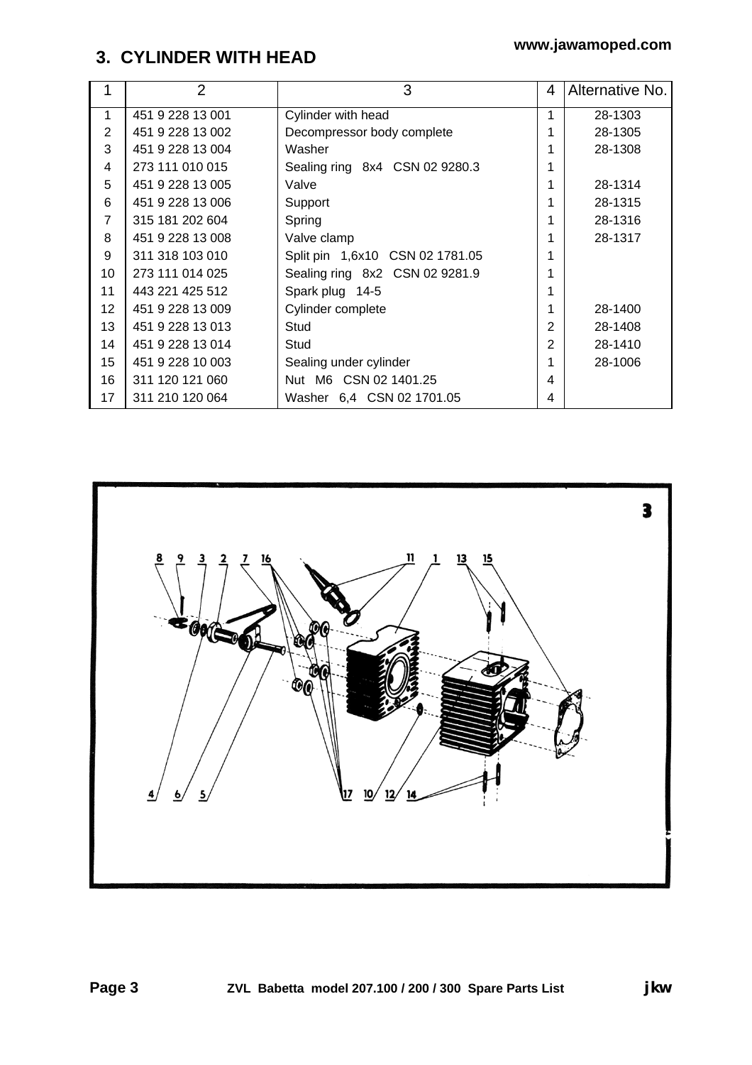## 3. CYLINDER WITH HEAD

| 1 | 2 | 3 | 4 | Alternative No. |
|---|---|---|---|---|
| 1 | 451 9 228 13 001 | Cylinder with head | 1 | 28-1303 |
| 2 | 451 9 228 13 002 | Decompressor body complete | 1 | 28-1305 |
| 3 | 451 9 228 13 004 | Washer | 1 | 28-1308 |
| 4 | 273 111 010 015 | Sealing ring 8x4 CSN 02 9280.3 | 1 | |
| 5 | 451 9 228 13 005 | Valve | 1 | 28-1314 |
| 6 | 451 9 228 13 006 | Support | 1 | 28-1315 |
| 7 | 315 181 202 604 | Spring | 1 | 28-1316 |
| 8 | 451 9 228 13 008 | Valve clamp | 1 | 28-1317 |
| 9 | 311 318 103 010 | Split pin 1,6x10 CSN 02 1781.05 | 1 | |
| 10 | 273 111 014 025 | Sealing ring 8x2 CSN 02 9281.9 | 1 | |
| 11 | 443 221 425 512 | Spark plug 14-5 | 1 | |
| 12 | 451 9 228 13 009 | Cylinder complete | 1 | 28-1400 |
| 13 | 451 9 228 13 013 | Stud | 2 | 28-1408 |
| 14 | 451 9 228 13 014 | Stud | 2 | 28-1410 |
| 15 | 451 9 228 10 003 | Sealing under cylinder | 1 | 28-1006 |
| 16 | 311 120 121 060 | Nut M6 CSN 02 1401.25 | 4 | |
| 17 | 311 210 120 064 | Washer 6,4 CSN 02 1701.05 | 4 | |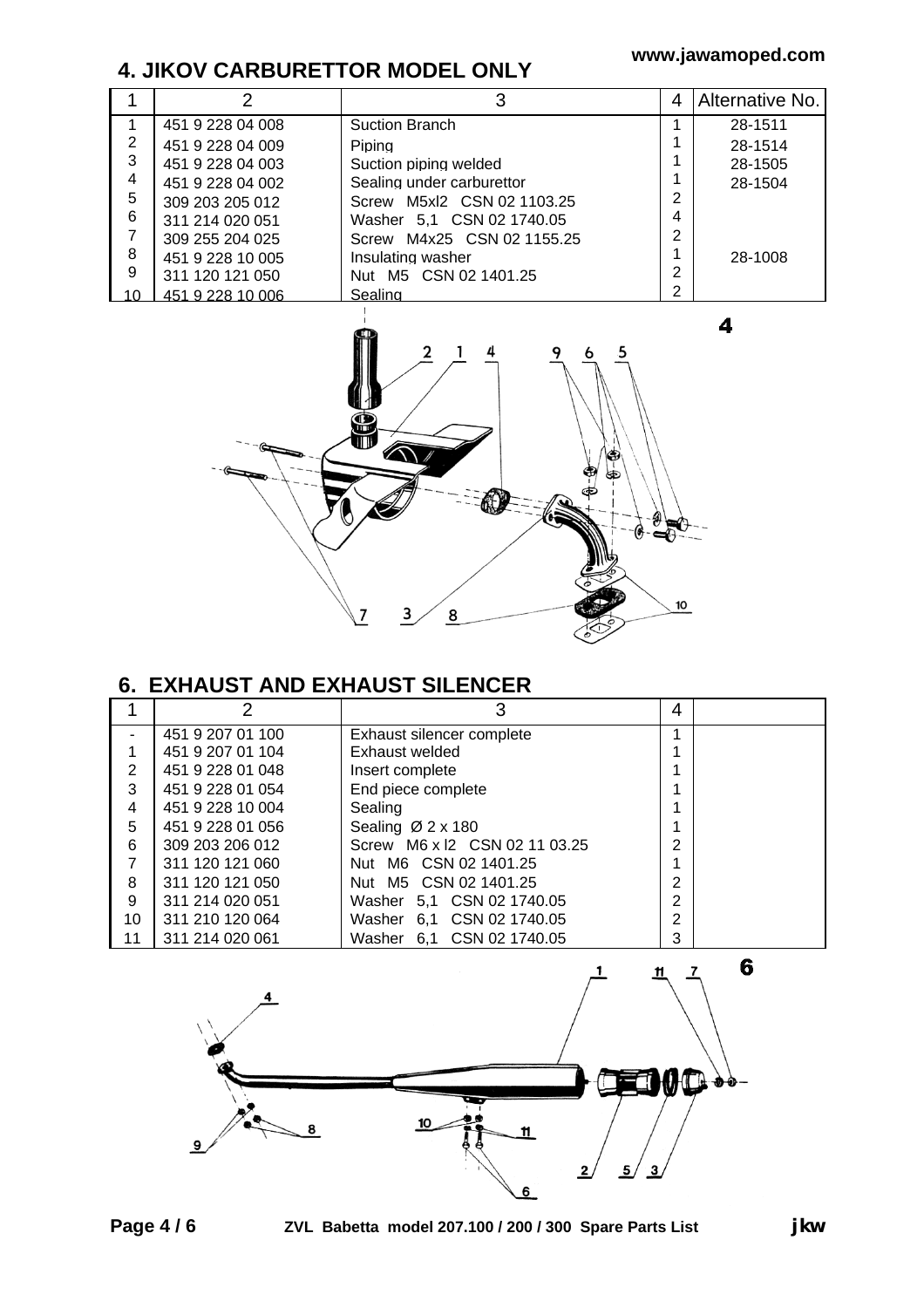## 4. JIKOV CARBURETTOR MODEL ONLY

| 1 | 2 | 3 | 4 | Alternative No. |
|---|---|---|---|---|
| 1 | 451 9 228 04 008 | Suction Branch | 1 | 28-1511 |
| 2 | 451 9 228 04 009 | Piping | 1 | 28-1514 |
| 3 | 451 9 228 04 003 | Suction piping welded | 1 | 28-1505 |
| 4 | 451 9 228 04 002 | Sealing under carburettor | 1 | 28-1504 |
| 5 | 309 203 205 012 | Screw M5xl2 CSN 02 1103.25 | 2 | |
| 6 | 311 214 020 051 | Washer 5,1 CSN 02 1740.05 | 4 | |
| 7 | 309 255 204 025 | Screw M4x25 CSN 02 1155.25 | 2 | |
| 8 | 451 9 228 10 005 | Insulating washer | 1 | 28-1008 |
| 9 | 311 120 121 050 | Nut M5 CSN 02 1401.25 | 2 | |
| 10 | 451 9 228 10 006 | Sealing | 2 | |

## 6. EXHAUST AND EXHAUST SILENCER

| 1 | 2 | 3 | 4 | |
|---|---|---|---|---|
| - | 451 9 207 01 100 | Exhaust silencer complete | 1 | |
| 1 | 451 9 207 01 104 | Exhaust welded | 1 | |
| 2 | 451 9 228 01 048 | Insert complete | 1 | |
| 3 | 451 9 228 01 054 | End piece complete | 1 | |
| 4 | 451 9 228 10 004 | Sealing | 1 | |
| 5 | 451 9 228 01 056 | Sealing Ø 2 x 180 | 1 | |
| 6 | 309 203 206 012 | Screw M6 x l2 CSN 02 11 03.25 | 2 | |
| 7 | 311 120 121 060 | Nut M6 CSN 02 1401.25 | 1 | |
| 8 | 311 120 121 050 | Nut M5 CSN 02 1401.25 | 2 | |
| 9 | 311 214 020 051 | Washer 5,1 CSN 02 1740.05 | 2 | |
| 10 | 311 210 120 064 | Washer 6,1 CSN 02 1740.05 | 2 | |
| 11 | 311 214 020 061 | Washer 6,1 CSN 02 1740.05 | 3 | |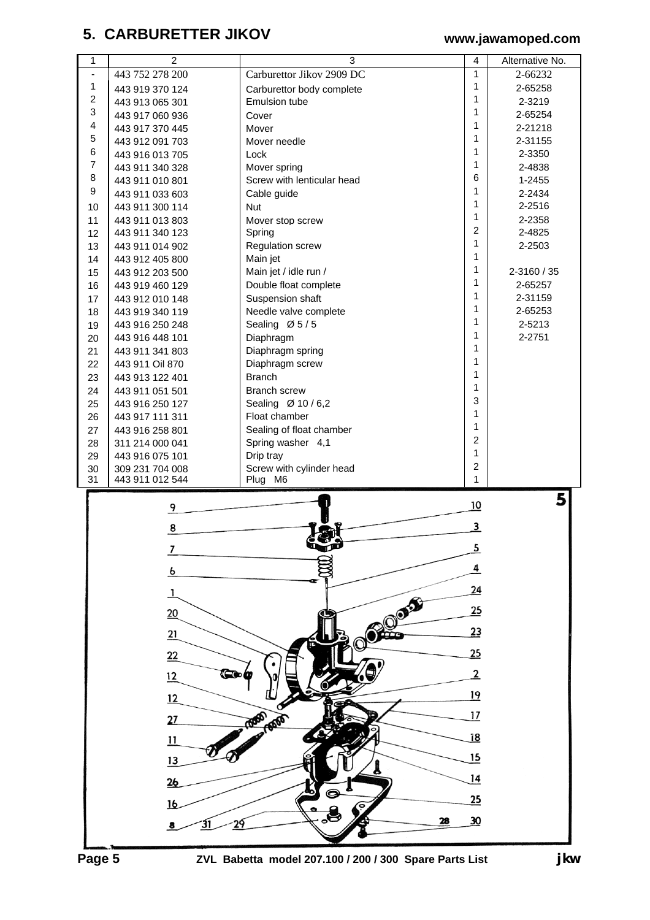# 5. CARBURETTER JIKOV

| 1 | 2 | 3 | 4 | Alternative No. |
|---|---|---|---|---|
| - | 443 752 278 200 | Carburettor Jikov 2909 DC | 1 | 2-66232 |
| 1 | 443 919 370 124 | Carburettor body complete | 1 | 2-65258 |
| 2 | 443 913 065 301 | Emulsion tube | 1 | 2-3219 |
| 3 | 443 917 060 936 | Cover | 1 | 2-65254 |
| 4 | 443 917 370 445 | Mover | 1 | 2-21218 |
| 5 | 443 912 091 703 | Mover needle | 1 | 2-31155 |
| 6 | 443 916 013 705 | Lock | 1 | 2-3350 |
| 7 | 443 911 340 328 | Mover spring | 1 | 2-4838 |
| 8 | 443 911 010 801 | Screw with lenticular head | 6 | 1-2455 |
| 9 | 443 911 033 603 | Cable guide | 1 | 2-2434 |
| 10 | 443 911 300 114 | Nut | 1 | 2-2516 |
| 11 | 443 911 013 803 | Mover stop screw | 1 | 2-2358 |
| 12 | 443 911 340 123 | Spring | 2 | 2-4825 |
| 13 | 443 911 014 902 | Regulation screw | 1 | 2-2503 |
| 14 | 443 912 405 800 | Main jet | 1 | |
| 15 | 443 912 203 500 | Main jet / idle run / | 1 | 2-3160 / 35 |
| 16 | 443 919 460 129 | Double float complete | 1 | 2-65257 |
| 17 | 443 912 010 148 | Suspension shaft | 1 | 2-31159 |
| 18 | 443 919 340 119 | Needle valve complete | 1 | 2-65253 |
| 19 | 443 916 250 248 | Sealing Ø 5 / 5 | 1 | 2-5213 |
| 20 | 443 916 448 101 | Diaphragm | 1 | 2-2751 |
| 21 | 443 911 341 803 | Diaphragm spring | 1 | |
| 22 | 443 911 Oil 870 | Diaphragm screw | 1 | |
| 23 | 443 913 122 401 | Branch | 1 | |
| 24 | 443 911 051 501 | Branch screw | 1 | |
| 25 | 443 916 250 127 | Sealing Ø 10 / 6,2 | 3 | |
| 26 | 443 917 111 311 | Float chamber | 1 | |
| 27 | 443 916 258 801 | Sealing of float chamber | 1 | |
| 28 | 311 214 000 041 | Spring washer 4,1 | 2 | |
| 29 | 443 916 075 101 | Drip tray | 1 | |
| 30 | 309 231 704 008 | Screw with cylinder head | 2 | |
| 31 | 443 911 012 544 | Plug M6 | 1 | |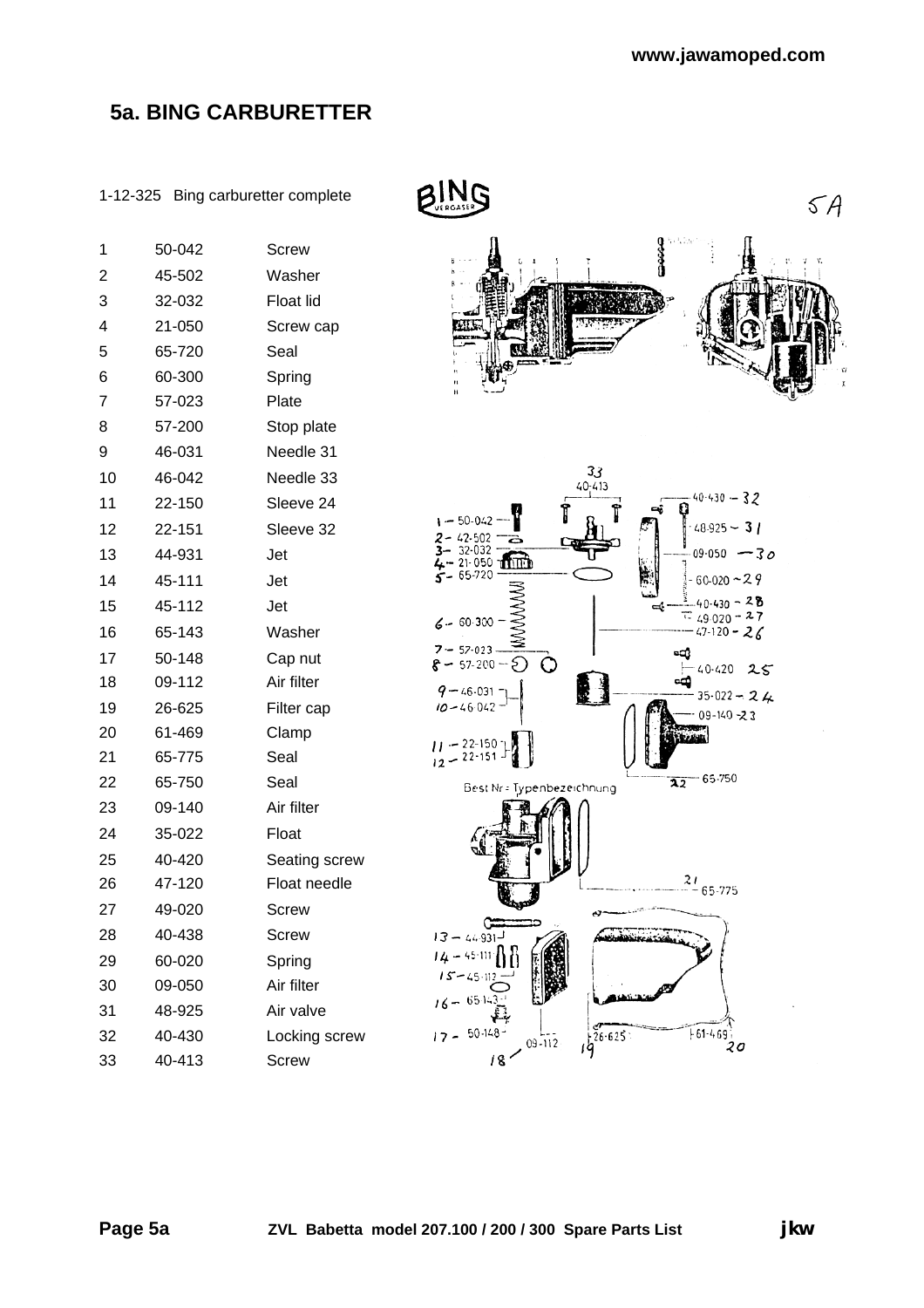## 5a. BING CARBURETTER

1-12-325 Bing carburetter complete

| | | |
|---|---|---|
| 1 | 50-042 | Screw |
| 2 | 45-502 | Washer |
| 3 | 32-032 | Float lid |
| 4 | 21-050 | Screw cap |
| 5 | 65-720 | Seal |
| 6 | 60-300 | Spring |
| 7 | 57-023 | Plate |
| 8 | 57-200 | Stop plate |
| 9 | 46-031 | Needle 31 |
| 10 | 46-042 | Needle 33 |
| 11 | 22-150 | Sleeve 24 |
| 12 | 22-151 | Sleeve 32 |
| 13 | 44-931 | Jet |
| 14 | 45-111 | Jet |
| 15 | 45-112 | Jet |
| 16 | 65-143 | Washer |
| 17 | 50-148 | Cap nut |
| 18 | 09-112 | Air filter |
| 19 | 26-625 | Filter cap |
| 20 | 61-469 | Clamp |
| 21 | 65-775 | Seal |
| 22 | 65-750 | Seal |
| 23 | 09-140 | Air filter |
| 24 | 35-022 | Float |
| 25 | 40-420 | Seating screw |
| 26 | 47-120 | Float needle |
| 27 | 49-020 | Screw |
| 28 | 40-438 | Screw |
| 29 | 60-020 | Spring |
| 30 | 09-050 | Air filter |
| 31 | 48-925 | Air valve |
| 32 | 40-430 | Locking screw |
| 33 | 40-413 | Screw |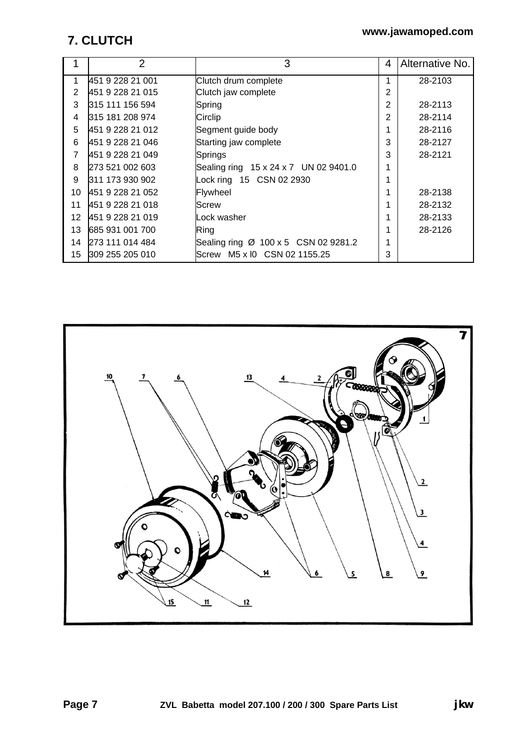# 7. CLUTCH

| 1 | 2 | 3 | 4 | Alternative No. |
|---|---|---|---|---|
| 1 | 451 9 228 21 001 | Clutch drum complete | 1 | 28-2103 |
| 2 | 451 9 228 21 015 | Clutch jaw complete | 2 | |
| 3 | 315 111 156 594 | Spring | 2 | 28-2113 |
| 4 | 315 181 208 974 | Circlip | 2 | 28-2114 |
| 5 | 451 9 228 21 012 | Segment guide body | 1 | 28-2116 |
| 6 | 451 9 228 21 046 | Starting jaw complete | 3 | 28-2127 |
| 7 | 451 9 228 21 049 | Springs | 3 | 28-2121 |
| 8 | 273 521 002 603 | Sealing ring 15 x 24 x 7 UN 02 9401.0 | 1 | |
| 9 | 311 173 930 902 | Lock ring 15 CSN 02 2930 | 1 | |
| 10 | 451 9 228 21 052 | Flywheel | 1 | 28-2138 |
| 11 | 451 9 228 21 018 | Screw | 1 | 28-2132 |
| 12 | 451 9 228 21 019 | Lock washer | 1 | 28-2133 |
| 13 | 685 931 001 700 | Ring | 1 | 28-2126 |
| 14 | 273 111 014 484 | Sealing ring Ø 100 x 5 CSN 02 9281.2 | 1 | |
| 15 | 309 255 205 010 | Screw M5 x l0 CSN 02 1155.25 | 3 | |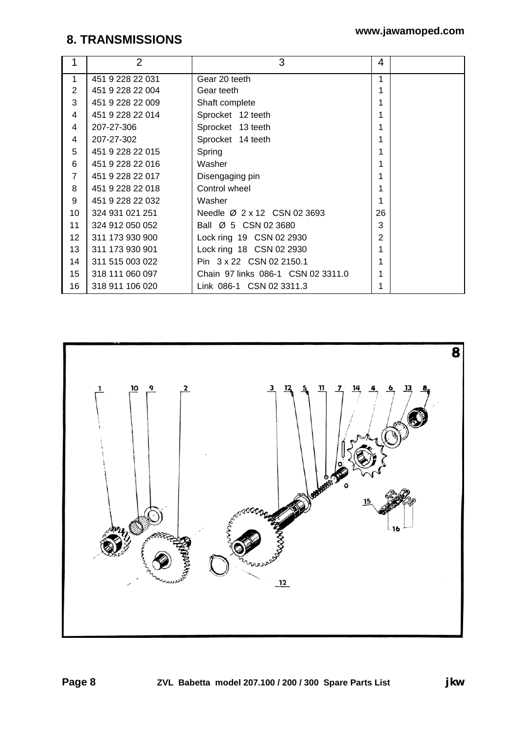# 8. TRANSMISSIONS

| 1 | 2 | 3 | 4 | |
|---|---|---|---|---|
| 1 | 451 9 228 22 031 | Gear 20 teeth | 1 | |
| 2 | 451 9 228 22 004 | Gear teeth | 1 | |
| 3 | 451 9 228 22 009 | Shaft complete | 1 | |
| 4 | 451 9 228 22 014 | Sprocket 12 teeth | 1 | |
| 4 | 207-27-306 | Sprocket 13 teeth | 1 | |
| 4 | 207-27-302 | Sprocket 14 teeth | 1 | |
| 5 | 451 9 228 22 015 | Spring | 1 | |
| 6 | 451 9 228 22 016 | Washer | 1 | |
| 7 | 451 9 228 22 017 | Disengaging pin | 1 | |
| 8 | 451 9 228 22 018 | Control wheel | 1 | |
| 9 | 451 9 228 22 032 | Washer | 1 | |
| 10 | 324 931 021 251 | Needle Ø 2 x 12 CSN 02 3693 | 26 | |
| 11 | 324 912 050 052 | Ball Ø 5 CSN 02 3680 | 3 | |
| 12 | 311 173 930 900 | Lock ring 19 CSN 02 2930 | 2 | |
| 13 | 311 173 930 901 | Lock ring 18 CSN 02 2930 | 1 | |
| 14 | 311 515 003 022 | Pin 3 x 22 CSN 02 2150.1 | 1 | |
| 15 | 318 111 060 097 | Chain 97 links 086-1 CSN 02 3311.0 | 1 | |
| 16 | 318 911 106 020 | Link 086-1 CSN 02 3311.3 | 1 | |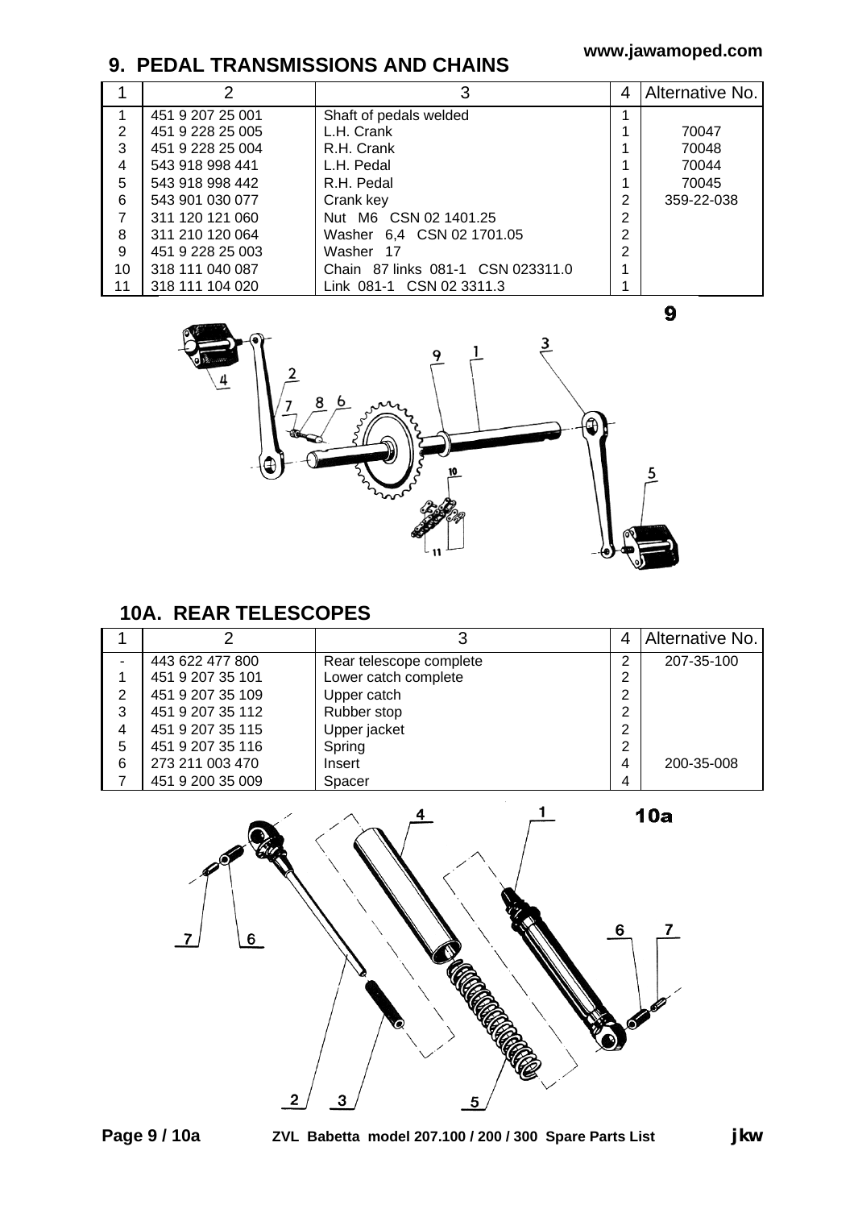## 9. PEDAL TRANSMISSIONS AND CHAINS

| 1 | 2 | 3 | 4 | Alternative No. |
|---|---|---|---|---|
| 1 | 451 9 207 25 001 | Shaft of pedals welded | 1 | |
| 2 | 451 9 228 25 005 | L.H. Crank | 1 | 70047 |
| 3 | 451 9 228 25 004 | R.H. Crank | 1 | 70048 |
| 4 | 543 918 998 441 | L.H. Pedal | 1 | 70044 |
| 5 | 543 918 998 442 | R.H. Pedal | 1 | 70045 |
| 6 | 543 901 030 077 | Crank key | 2 | 359-22-038 |
| 7 | 311 120 121 060 | Nut M6 CSN 02 1401.25 | 2 | |
| 8 | 311 210 120 064 | Washer 6,4 CSN 02 1701.05 | 2 | |
| 9 | 451 9 228 25 003 | Washer 17 | 2 | |
| 10 | 318 111 040 087 | Chain 87 links 081-1 CSN 023311.0 | 1 | |
| 11 | 318 111 104 020 | Link 081-1 CSN 02 3311.3 | 1 | |

9

## 10A. REAR TELESCOPES

| 1 | 2 | 3 | 4 | Alternative No. |
|---|---|---|---|---|
| - | 443 622 477 800 | Rear telescope complete | 2 | 207-35-100 |
| 1 | 451 9 207 35 101 | Lower catch complete | 2 | |
| 2 | 451 9 207 35 109 | Upper catch | 2 | |
| 3 | 451 9 207 35 112 | Rubber stop | 2 | |
| 4 | 451 9 207 35 115 | Upper jacket | 2 | |
| 5 | 451 9 207 35 116 | Spring | 2 | |
| 6 | 273 211 003 470 | Insert | 4 | 200-35-008 |
| 7 | 451 9 200 35 009 | Spacer | 4 | |

10a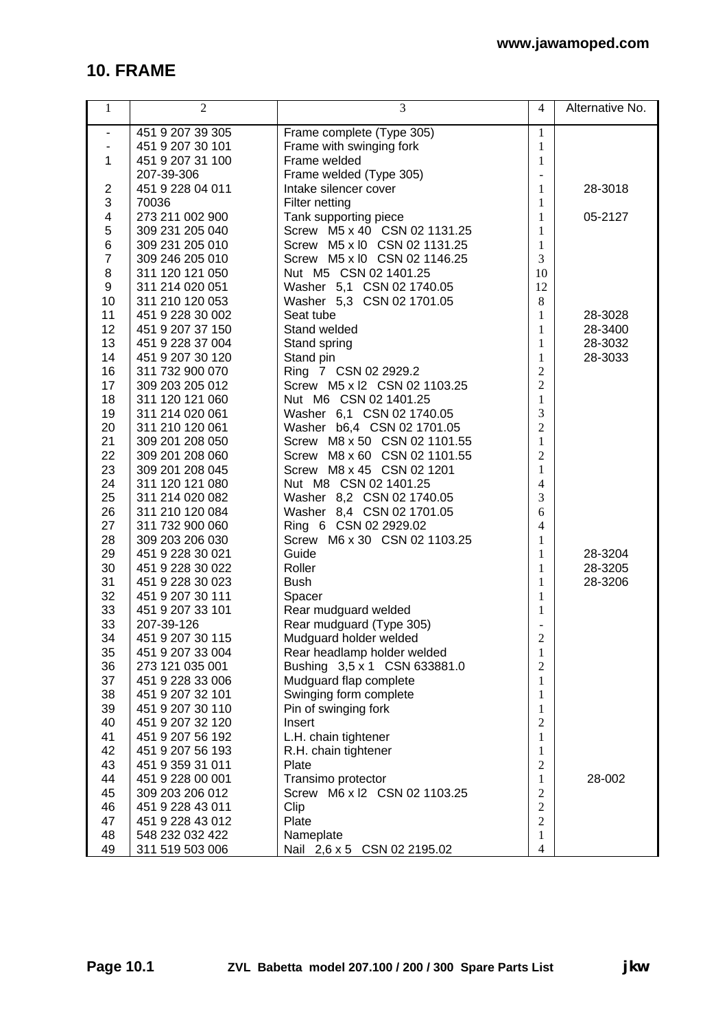# 10. FRAME

| 1 | 2 | 3 | 4 | Alternative No. |
|---|---|---|---|---|
| - | 451 9 207 39 305 | Frame complete (Type 305) | 1 | |
| - | 451 9 207 30 101 | Frame with swinging fork | 1 | |
| 1 | 451 9 207 31 100 | Frame welded | 1 | |
| | 207-39-306 | Frame welded (Type 305) | - | |
| 2 | 451 9 228 04 011 | Intake silencer cover | 1 | 28-3018 |
| 3 | 70036 | Filter netting | 1 | |
| 4 | 273 211 002 900 | Tank supporting piece | 1 | 05-2127 |
| 5 | 309 231 205 040 | Screw M5 x 40 CSN 02 1131.25 | 1 | |
| 6 | 309 231 205 010 | Screw M5 x l0 CSN 02 1131.25 | 1 | |
| 7 | 309 246 205 010 | Screw M5 x l0 CSN 02 1146.25 | 3 | |
| 8 | 311 120 121 050 | Nut M5 CSN 02 1401.25 | 10 | |
| 9 | 311 214 020 051 | Washer 5,1 CSN 02 1740.05 | 12 | |
| 10 | 311 210 120 053 | Washer 5,3 CSN 02 1701.05 | 8 | |
| 11 | 451 9 228 30 002 | Seat tube | 1 | 28-3028 |
| 12 | 451 9 207 37 150 | Stand welded | 1 | 28-3400 |
| 13 | 451 9 228 37 004 | Stand spring | 1 | 28-3032 |
| 14 | 451 9 207 30 120 | Stand pin | 1 | 28-3033 |
| 16 | 311 732 900 070 | Ring 7 CSN 02 2929.2 | 2 | |
| 17 | 309 203 205 012 | Screw M5 x l2 CSN 02 1103.25 | 2 | |
| 18 | 311 120 121 060 | Nut M6 CSN 02 1401.25 | 1 | |
| 19 | 311 214 020 061 | Washer 6,1 CSN 02 1740.05 | 3 | |
| 20 | 311 210 120 061 | Washer b6,4 CSN 02 1701.05 | 2 | |
| 21 | 309 201 208 050 | Screw M8 x 50 CSN 02 1101.55 | 1 | |
| 22 | 309 201 208 060 | Screw M8 x 60 CSN 02 1101.55 | 2 | |
| 23 | 309 201 208 045 | Screw M8 x 45 CSN 02 1201 | 1 | |
| 24 | 311 120 121 080 | Nut M8 CSN 02 1401.25 | 4 | |
| 25 | 311 214 020 082 | Washer 8,2 CSN 02 1740.05 | 3 | |
| 26 | 311 210 120 084 | Washer 8,4 CSN 02 1701.05 | 6 | |
| 27 | 311 732 900 060 | Ring 6 CSN 02 2929.02 | 4 | |
| 28 | 309 203 206 030 | Screw M6 x 30 CSN 02 1103.25 | 1 | |
| 29 | 451 9 228 30 021 | Guide | 1 | 28-3204 |
| 30 | 451 9 228 30 022 | Roller | 1 | 28-3205 |
| 31 | 451 9 228 30 023 | Bush | 1 | 28-3206 |
| 32 | 451 9 207 30 111 | Spacer | 1 | |
| 33 | 451 9 207 33 101 | Rear mudguard welded | 1 | |
| 33 | 207-39-126 | Rear mudguard (Type 305) | - | |
| 34 | 451 9 207 30 115 | Mudguard holder welded | 2 | |
| 35 | 451 9 207 33 004 | Rear headlamp holder welded | 1 | |
| 36 | 273 121 035 001 | Bushing 3,5 x 1 CSN 633881.0 | 2 | |
| 37 | 451 9 228 33 006 | Mudguard flap complete | 1 | |
| 38 | 451 9 207 32 101 | Swinging form complete | 1 | |
| 39 | 451 9 207 30 110 | Pin of swinging fork | 1 | |
| 40 | 451 9 207 32 120 | Insert | 2 | |
| 41 | 451 9 207 56 192 | L.H. chain tightener | 1 | |
| 42 | 451 9 207 56 193 | R.H. chain tightener | 1 | |
| 43 | 451 9 359 31 011 | Plate | 2 | |
| 44 | 451 9 228 00 001 | Transimo protector | 1 | 28-002 |
| 45 | 309 203 206 012 | Screw M6 x l2 CSN 02 1103.25 | 2 | |
| 46 | 451 9 228 43 011 | Clip | 2 | |
| 47 | 451 9 228 43 012 | Plate | 2 | |
| 48 | 548 232 032 422 | Nameplate | 1 | |
| 49 | 311 519 503 006 | Nail 2,6 x 5 CSN 02 2195.02 | 4 | |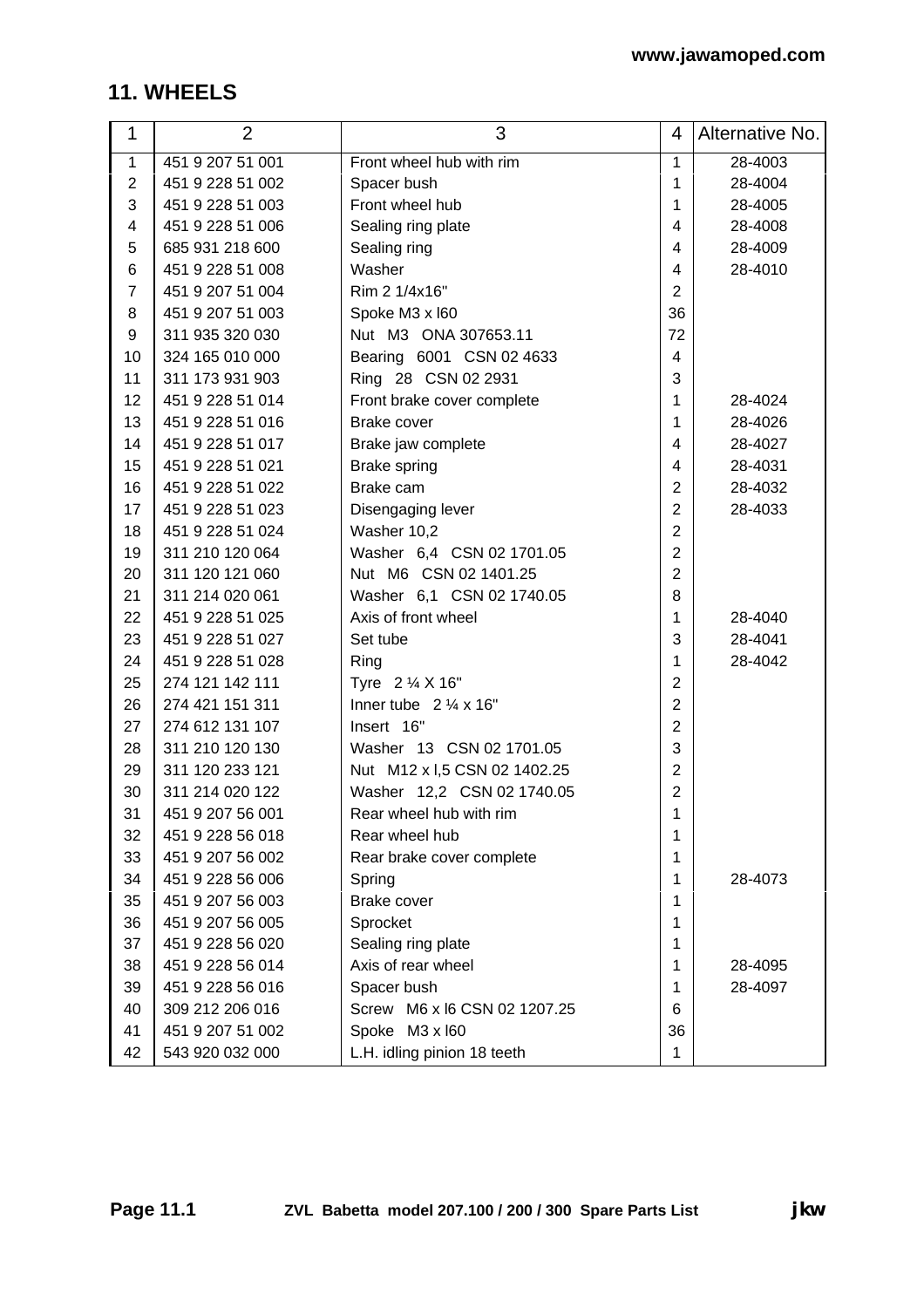## 11. WHEELS

| 1 | 2 | 3 | 4 | Alternative No. |
|---|---|---|---|---|
| 1 | 451 9 207 51 001 | Front wheel hub with rim | 1 | 28-4003 |
| 2 | 451 9 228 51 002 | Spacer bush | 1 | 28-4004 |
| 3 | 451 9 228 51 003 | Front wheel hub | 1 | 28-4005 |
| 4 | 451 9 228 51 006 | Sealing ring plate | 4 | 28-4008 |
| 5 | 685 931 218 600 | Sealing ring | 4 | 28-4009 |
| 6 | 451 9 228 51 008 | Washer | 4 | 28-4010 |
| 7 | 451 9 207 51 004 | Rim 2 1/4x16" | 2 | |
| 8 | 451 9 207 51 003 | Spoke M3 x l60 | 36 | |
| 9 | 311 935 320 030 | Nut M3 ONA 307653.11 | 72 | |
| 10 | 324 165 010 000 | Bearing 6001 CSN 02 4633 | 4 | |
| 11 | 311 173 931 903 | Ring 28 CSN 02 2931 | 3 | |
| 12 | 451 9 228 51 014 | Front brake cover complete | 1 | 28-4024 |
| 13 | 451 9 228 51 016 | Brake cover | 1 | 28-4026 |
| 14 | 451 9 228 51 017 | Brake jaw complete | 4 | 28-4027 |
| 15 | 451 9 228 51 021 | Brake spring | 4 | 28-4031 |
| 16 | 451 9 228 51 022 | Brake cam | 2 | 28-4032 |
| 17 | 451 9 228 51 023 | Disengaging lever | 2 | 28-4033 |
| 18 | 451 9 228 51 024 | Washer 10,2 | 2 | |
| 19 | 311 210 120 064 | Washer 6,4 CSN 02 1701.05 | 2 | |
| 20 | 311 120 121 060 | Nut M6 CSN 02 1401.25 | 2 | |
| 21 | 311 214 020 061 | Washer 6,1 CSN 02 1740.05 | 8 | |
| 22 | 451 9 228 51 025 | Axis of front wheel | 1 | 28-4040 |
| 23 | 451 9 228 51 027 | Set tube | 3 | 28-4041 |
| 24 | 451 9 228 51 028 | Ring | 1 | 28-4042 |
| 25 | 274 121 142 111 | Tyre 2 ¼ X 16" | 2 | |
| 26 | 274 421 151 311 | Inner tube 2 ¼ x 16" | 2 | |
| 27 | 274 612 131 107 | Insert 16" | 2 | |
| 28 | 311 210 120 130 | Washer 13 CSN 02 1701.05 | 3 | |
| 29 | 311 120 233 121 | Nut M12 x l,5 CSN 02 1402.25 | 2 | |
| 30 | 311 214 020 122 | Washer 12,2 CSN 02 1740.05 | 2 | |
| 31 | 451 9 207 56 001 | Rear wheel hub with rim | 1 | |
| 32 | 451 9 228 56 018 | Rear wheel hub | 1 | |
| 33 | 451 9 207 56 002 | Rear brake cover complete | 1 | |
| 34 | 451 9 228 56 006 | Spring | 1 | 28-4073 |
| 35 | 451 9 207 56 003 | Brake cover | 1 | |
| 36 | 451 9 207 56 005 | Sprocket | 1 | |
| 37 | 451 9 228 56 020 | Sealing ring plate | 1 | |
| 38 | 451 9 228 56 014 | Axis of rear wheel | 1 | 28-4095 |
| 39 | 451 9 228 56 016 | Spacer bush | 1 | 28-4097 |
| 40 | 309 212 206 016 | Screw M6 x l6 CSN 02 1207.25 | 6 | |
| 41 | 451 9 207 51 002 | Spoke M3 x l60 | 36 | |
| 42 | 543 920 032 000 | L.H. idling pinion 18 teeth | 1 | |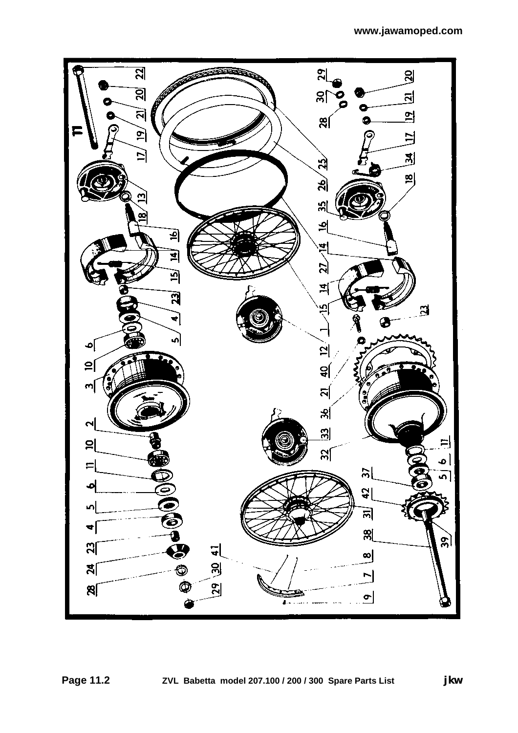11

2
3
4
5
6
10
11
23
24
28
29
30
41
9
7
8
38
31
42
37
5
6
11
39
32
33
36
21
40
12
1
15
27
14
16
35
26
25
14
23
15
14
16
18
13
17
19
21
20
22
28
30
29
20
21
19
17
34
18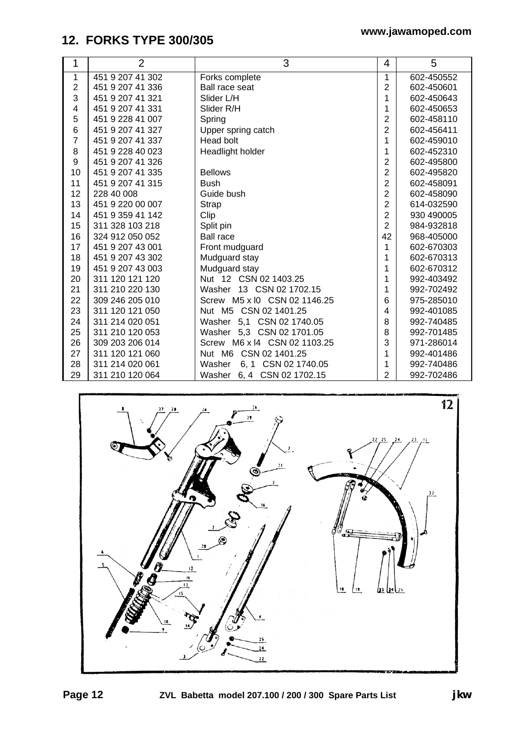## 12. FORKS TYPE 300/305

www.jawamoped.com

| 1 | 2 | 3 | 4 | 5 |
|---|---|---|---|---|
| 1 | 451 9 207 41 302 | Forks complete | 1 | 602-450552 |
| 2 | 451 9 207 41 336 | Ball race seat | 2 | 602-450601 |
| 3 | 451 9 207 41 321 | Slider L/H | 1 | 602-450643 |
| 4 | 451 9 207 41 331 | Slider R/H | 1 | 602-450653 |
| 5 | 451 9 228 41 007 | Spring | 2 | 602-458110 |
| 6 | 451 9 207 41 327 | Upper spring catch | 2 | 602-456411 |
| 7 | 451 9 207 41 337 | Head bolt | 1 | 602-459010 |
| 8 | 451 9 228 40 023 | Headlight holder | 1 | 602-452310 |
| 9 | 451 9 207 41 326 | | 2 | 602-495800 |
| 10 | 451 9 207 41 335 | Bellows | 2 | 602-495820 |
| 11 | 451 9 207 41 315 | Bush | 2 | 602-458091 |
| 12 | 228 40 008 | Guide bush | 2 | 602-458090 |
| 13 | 451 9 220 00 007 | Strap | 2 | 614-032590 |
| 14 | 451 9 359 41 142 | Clip | 2 | 930 490005 |
| 15 | 311 328 103 218 | Split pin | 2 | 984-932818 |
| 16 | 324 912 050 052 | Ball race | 42 | 968-405000 |
| 17 | 451 9 207 43 001 | Front mudguard | 1 | 602-670303 |
| 18 | 451 9 207 43 302 | Mudguard stay | 1 | 602-670313 |
| 19 | 451 9 207 43 003 | Mudguard stay | 1 | 602-670312 |
| 20 | 311 120 121 120 | Nut 12 CSN 02 1403.25 | 1 | 992-403492 |
| 21 | 311 210 220 130 | Washer 13 CSN 02 1702.15 | 1 | 992-702492 |
| 22 | 309 246 205 010 | Screw M5 x l0 CSN 02 1146.25 | 6 | 975-285010 |
| 23 | 311 120 121 050 | Nut M5 CSN 02 1401.25 | 4 | 992-401085 |
| 24 | 311 214 020 051 | Washer 5,1 CSN 02 1740.05 | 8 | 992-740485 |
| 25 | 311 210 120 053 | Washer 5,3 CSN 02 1701.05 | 8 | 992-701485 |
| 26 | 309 203 206 014 | Screw M6 x l4 CSN 02 1103.25 | 3 | 971-286014 |
| 27 | 311 120 121 060 | Nut M6 CSN 02 1401.25 | 1 | 992-401486 |
| 28 | 311 214 020 061 | Washer 6, 1 CSN 02 1740.05 | 1 | 992-740486 |
| 29 | 311 210 120 064 | Washer 6, 4 CSN 02 1702.15 | 2 | 992-702486 |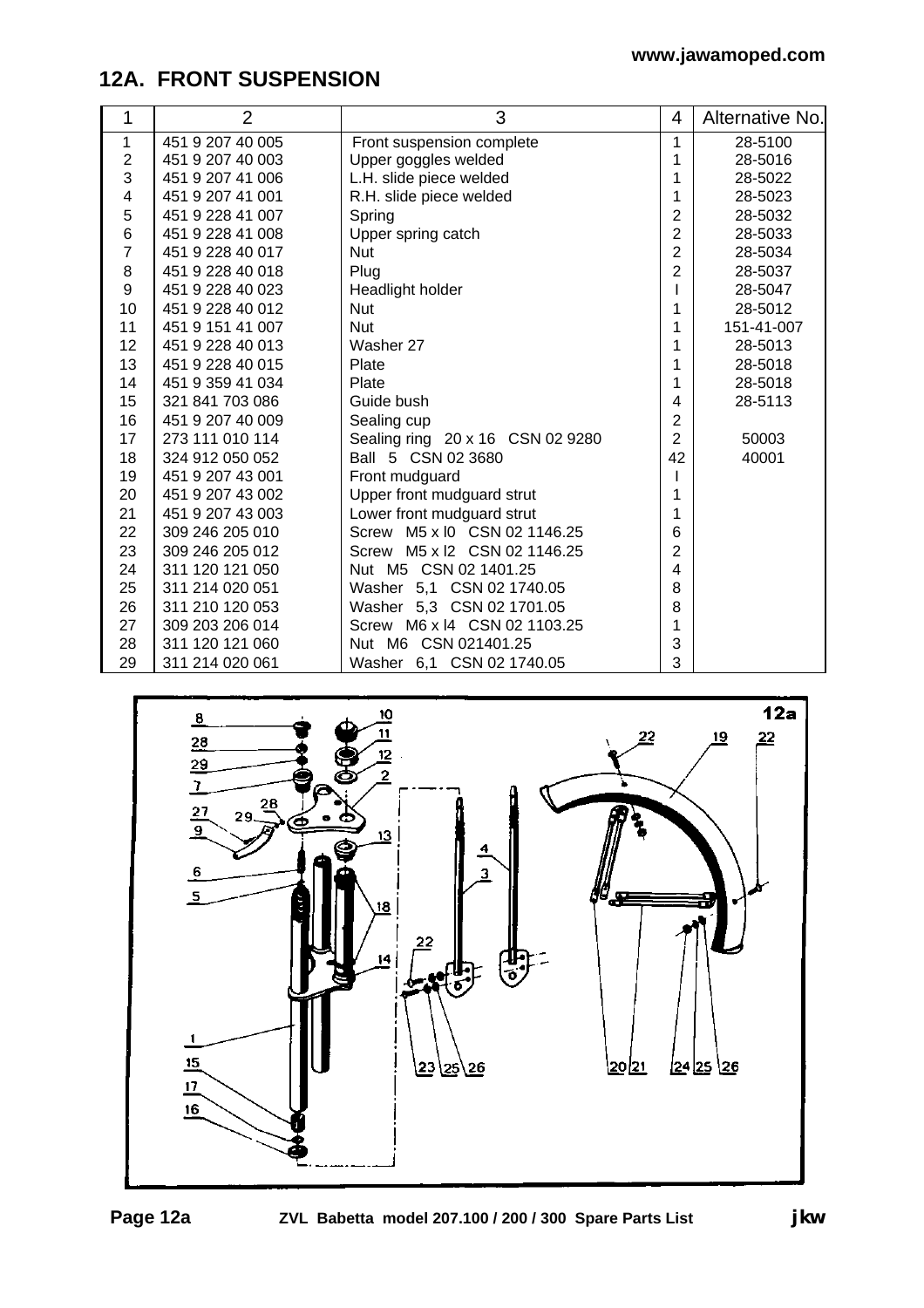## 12A. FRONT SUSPENSION

| 1 | 2 | 3 | 4 | Alternative No. |
|---|---|---|---|---|
| 1 | 451 9 207 40 005 | Front suspension complete | 1 | 28-5100 |
| 2 | 451 9 207 40 003 | Upper goggles welded | 1 | 28-5016 |
| 3 | 451 9 207 41 006 | L.H. slide piece welded | 1 | 28-5022 |
| 4 | 451 9 207 41 001 | R.H. slide piece welded | 1 | 28-5023 |
| 5 | 451 9 228 41 007 | Spring | 2 | 28-5032 |
| 6 | 451 9 228 41 008 | Upper spring catch | 2 | 28-5033 |
| 7 | 451 9 228 40 017 | Nut | 2 | 28-5034 |
| 8 | 451 9 228 40 018 | Plug | 2 | 28-5037 |
| 9 | 451 9 228 40 023 | Headlight holder | I | 28-5047 |
| 10 | 451 9 228 40 012 | Nut | 1 | 28-5012 |
| 11 | 451 9 151 41 007 | Nut | 1 | 151-41-007 |
| 12 | 451 9 228 40 013 | Washer 27 | 1 | 28-5013 |
| 13 | 451 9 228 40 015 | Plate | 1 | 28-5018 |
| 14 | 451 9 359 41 034 | Plate | 1 | 28-5018 |
| 15 | 321 841 703 086 | Guide bush | 4 | 28-5113 |
| 16 | 451 9 207 40 009 | Sealing cup | 2 | |
| 17 | 273 111 010 114 | Sealing ring 20 x 16 CSN 02 9280 | 2 | 50003 |
| 18 | 324 912 050 052 | Ball 5 CSN 02 3680 | 42 | 40001 |
| 19 | 451 9 207 43 001 | Front mudguard | I | |
| 20 | 451 9 207 43 002 | Upper front mudguard strut | 1 | |
| 21 | 451 9 207 43 003 | Lower front mudguard strut | 1 | |
| 22 | 309 246 205 010 | Screw M5 x l0 CSN 02 1146.25 | 6 | |
| 23 | 309 246 205 012 | Screw M5 x l2 CSN 02 1146.25 | 2 | |
| 24 | 311 120 121 050 | Nut M5 CSN 02 1401.25 | 4 | |
| 25 | 311 214 020 051 | Washer 5,1 CSN 02 1740.05 | 8 | |
| 26 | 311 210 120 053 | Washer 5,3 CSN 02 1701.05 | 8 | |
| 27 | 309 203 206 014 | Screw M6 x l4 CSN 02 1103.25 | 1 | |
| 28 | 311 120 121 060 | Nut M6 CSN 021401.25 | 3 | |
| 29 | 311 214 020 061 | Washer 6,1 CSN 02 1740.05 | 3 | |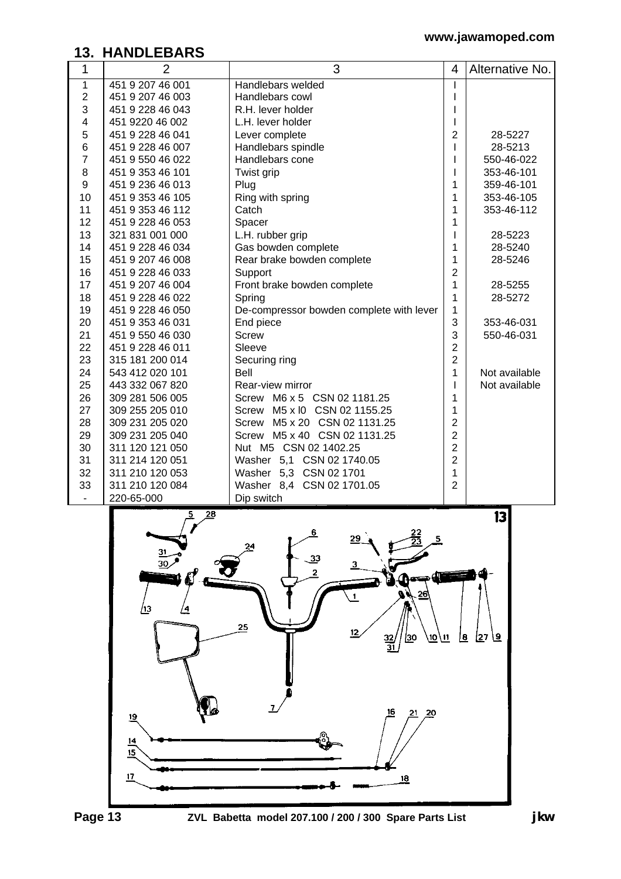www.jawamoped.com

## 13. HANDLEBARS

| 1 | 2 | 3 | 4 | Alternative No. |
|---|---|---|---|---|
| 1 | 451 9 207 46 001 | Handlebars welded | I | |
| 2 | 451 9 207 46 003 | Handlebars cowl | I | |
| 3 | 451 9 228 46 043 | R.H. lever holder | I | |
| 4 | 451 9220 46 002 | L.H. lever holder | I | |
| 5 | 451 9 228 46 041 | Lever complete | 2 | 28-5227 |
| 6 | 451 9 228 46 007 | Handlebars spindle | I | 28-5213 |
| 7 | 451 9 550 46 022 | Handlebars cone | I | 550-46-022 |
| 8 | 451 9 353 46 101 | Twist grip | I | 353-46-101 |
| 9 | 451 9 236 46 013 | Plug | 1 | 359-46-101 |
| 10 | 451 9 353 46 105 | Ring with spring | 1 | 353-46-105 |
| 11 | 451 9 353 46 112 | Catch | 1 | 353-46-112 |
| 12 | 451 9 228 46 053 | Spacer | 1 | |
| 13 | 321 831 001 000 | L.H. rubber grip | I | 28-5223 |
| 14 | 451 9 228 46 034 | Gas bowden complete | 1 | 28-5240 |
| 15 | 451 9 207 46 008 | Rear brake bowden complete | 1 | 28-5246 |
| 16 | 451 9 228 46 033 | Support | 2 | |
| 17 | 451 9 207 46 004 | Front brake bowden complete | 1 | 28-5255 |
| 18 | 451 9 228 46 022 | Spring | 1 | 28-5272 |
| 19 | 451 9 228 46 050 | De-compressor bowden complete with lever | 1 | |
| 20 | 451 9 353 46 031 | End piece | 3 | 353-46-031 |
| 21 | 451 9 550 46 030 | Screw | 3 | 550-46-031 |
| 22 | 451 9 228 46 011 | Sleeve | 2 | |
| 23 | 315 181 200 014 | Securing ring | 2 | |
| 24 | 543 412 020 101 | Bell | 1 | Not available |
| 25 | 443 332 067 820 | Rear-view mirror | I | Not available |
| 26 | 309 281 506 005 | Screw M6 x 5 CSN 02 1181.25 | 1 | |
| 27 | 309 255 205 010 | Screw M5 x l0 CSN 02 1155.25 | 1 | |
| 28 | 309 231 205 020 | Screw M5 x 20 CSN 02 1131.25 | 2 | |
| 29 | 309 231 205 040 | Screw M5 x 40 CSN 02 1131.25 | 2 | |
| 30 | 311 120 121 050 | Nut M5 CSN 02 1402.25 | 2 | |
| 31 | 311 214 120 051 | Washer 5,1 CSN 02 1740.05 | 2 | |
| 32 | 311 210 120 053 | Washer 5,3 CSN 02 1701 | 1 | |
| 33 | 311 210 120 084 | Washer 8,4 CSN 02 1701.05 | 2 | |
| - | 220-65-000 | Dip switch | | |

ZVL Babetta model 207.100 / 200 / 300 Spare Parts List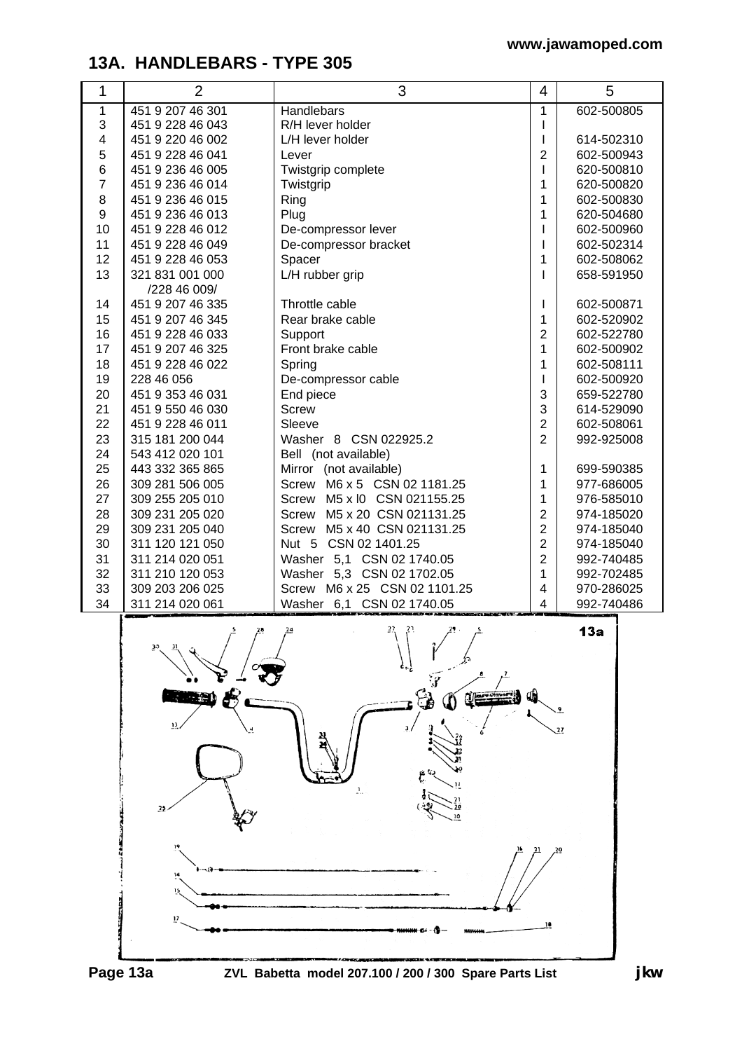## 13A. HANDLEBARS - TYPE 305

| 1 | 2 | 3 | 4 | 5 |
|---|---|---|---|---|
| 1 | 451 9 207 46 301 | Handlebars | 1 | 602-500805 |
| 3 | 451 9 228 46 043 | R/H lever holder | I | |
| 4 | 451 9 220 46 002 | L/H lever holder | I | 614-502310 |
| 5 | 451 9 228 46 041 | Lever | 2 | 602-500943 |
| 6 | 451 9 236 46 005 | Twistgrip complete | I | 620-500810 |
| 7 | 451 9 236 46 014 | Twistgrip | 1 | 620-500820 |
| 8 | 451 9 236 46 015 | Ring | 1 | 602-500830 |
| 9 | 451 9 236 46 013 | Plug | 1 | 620-504680 |
| 10 | 451 9 228 46 012 | De-compressor lever | I | 602-500960 |
| 11 | 451 9 228 46 049 | De-compressor bracket | I | 602-502314 |
| 12 | 451 9 228 46 053 | Spacer | 1 | 602-508062 |
| 13 | 321 831 001 000 /228 46 009/ | L/H rubber grip | I | 658-591950 |
| 14 | 451 9 207 46 335 | Throttle cable | I | 602-500871 |
| 15 | 451 9 207 46 345 | Rear brake cable | 1 | 602-520902 |
| 16 | 451 9 228 46 033 | Support | 2 | 602-522780 |
| 17 | 451 9 207 46 325 | Front brake cable | 1 | 602-500902 |
| 18 | 451 9 228 46 022 | Spring | 1 | 602-508111 |
| 19 | 228 46 056 | De-compressor cable | I | 602-500920 |
| 20 | 451 9 353 46 031 | End piece | 3 | 659-522780 |
| 21 | 451 9 550 46 030 | Screw | 3 | 614-529090 |
| 22 | 451 9 228 46 011 | Sleeve | 2 | 602-508061 |
| 23 | 315 181 200 044 | Washer 8 CSN 022925.2 | 2 | 992-925008 |
| 24 | 543 412 020 101 | Bell (not available) | | |
| 25 | 443 332 365 865 | Mirror (not available) | 1 | 699-590385 |
| 26 | 309 281 506 005 | Screw M6 x 5 CSN 02 1181.25 | 1 | 977-686005 |
| 27 | 309 255 205 010 | Screw M5 x l0 CSN 021155.25 | 1 | 976-585010 |
| 28 | 309 231 205 020 | Screw M5 x 20 CSN 021131.25 | 2 | 974-185020 |
| 29 | 309 231 205 040 | Screw M5 x 40 CSN 021131.25 | 2 | 974-185040 |
| 30 | 311 120 121 050 | Nut 5 CSN 02 1401.25 | 2 | 974-185040 |
| 31 | 311 214 020 051 | Washer 5,1 CSN 02 1740.05 | 2 | 992-740485 |
| 32 | 311 210 120 053 | Washer 5,3 CSN 02 1702.05 | 1 | 992-702485 |
| 33 | 309 203 206 025 | Screw M6 x 25 CSN 02 1101.25 | 4 | 970-286025 |
| 34 | 311 214 020 061 | Washer 6,1 CSN 02 1740.05 | 4 | 992-740486 |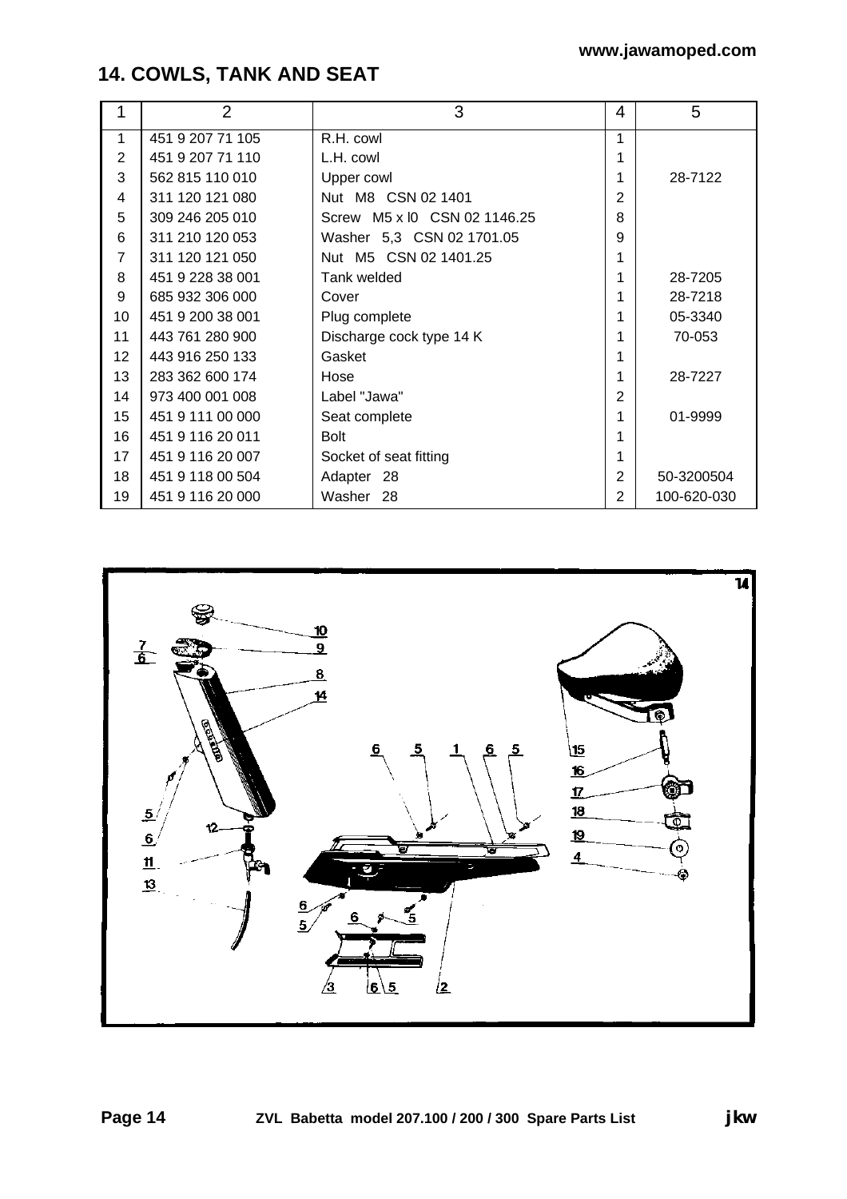## 14. COWLS, TANK AND SEAT

| 1 | 2 | 3 | 4 | 5 |
|---|---|---|---|---|
| 1 | 451 9 207 71 105 | R.H. cowl | 1 | |
| 2 | 451 9 207 71 110 | L.H. cowl | 1 | |
| 3 | 562 815 110 010 | Upper cowl | 1 | 28-7122 |
| 4 | 311 120 121 080 | Nut M8 CSN 02 1401 | 2 | |
| 5 | 309 246 205 010 | Screw M5 x l0 CSN 02 1146.25 | 8 | |
| 6 | 311 210 120 053 | Washer 5,3 CSN 02 1701.05 | 9 | |
| 7 | 311 120 121 050 | Nut M5 CSN 02 1401.25 | 1 | |
| 8 | 451 9 228 38 001 | Tank welded | 1 | 28-7205 |
| 9 | 685 932 306 000 | Cover | 1 | 28-7218 |
| 10 | 451 9 200 38 001 | Plug complete | 1 | 05-3340 |
| 11 | 443 761 280 900 | Discharge cock type 14 K | 1 | 70-053 |
| 12 | 443 916 250 133 | Gasket | 1 | |
| 13 | 283 362 600 174 | Hose | 1 | 28-7227 |
| 14 | 973 400 001 008 | Label "Jawa" | 2 | |
| 15 | 451 9 111 00 000 | Seat complete | 1 | 01-9999 |
| 16 | 451 9 116 20 011 | Bolt | 1 | |
| 17 | 451 9 116 20 007 | Socket of seat fitting | 1 | |
| 18 | 451 9 118 00 504 | Adapter 28 | 2 | 50-3200504 |
| 19 | 451 9 116 20 000 | Washer 28 | 2 | 100-620-030 |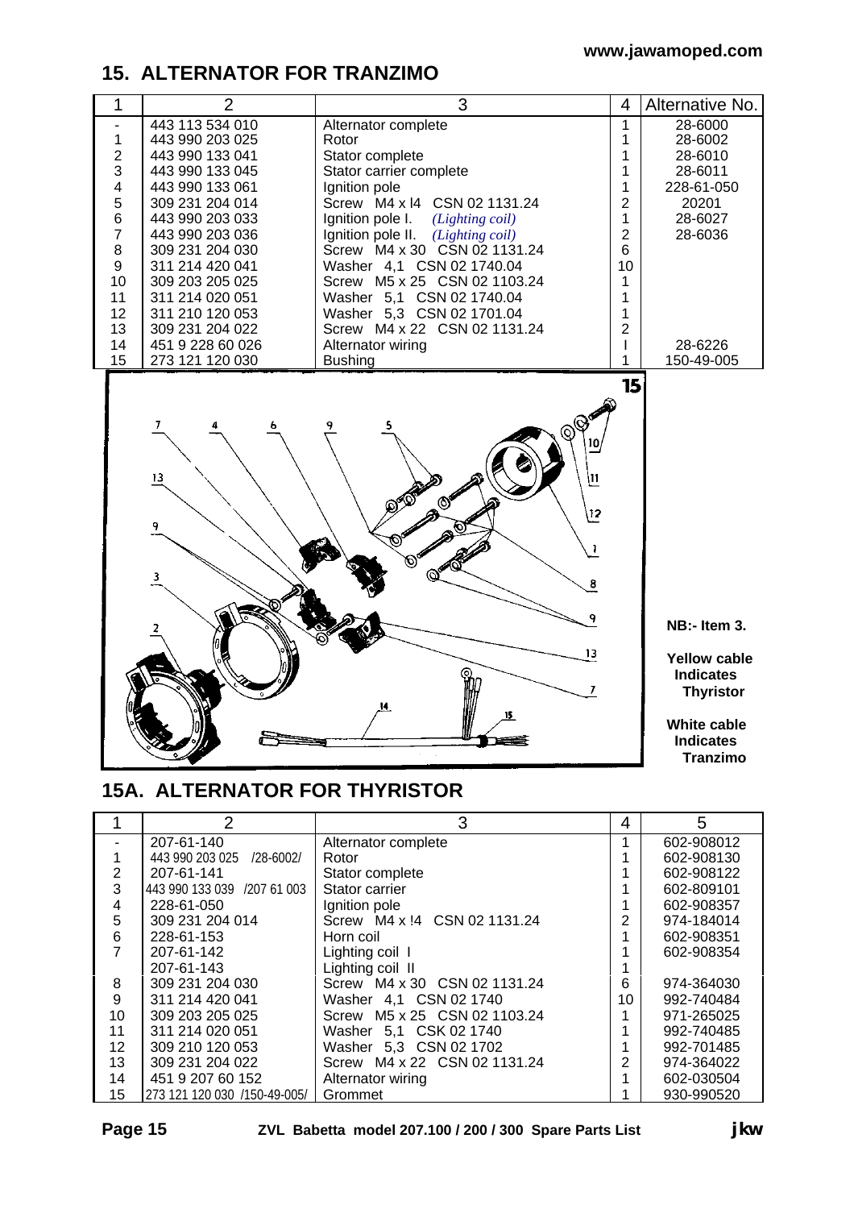## 15. ALTERNATOR FOR TRANZIMO

| 1 | 2 | 3 | 4 | Alternative No. |
|---|---|---|---|---|
| - | 443 113 534 010 | Alternator complete | 1 | 28-6000 |
| 1 | 443 990 203 025 | Rotor | 1 | 28-6002 |
| 2 | 443 990 133 041 | Stator complete | 1 | 28-6010 |
| 3 | 443 990 133 045 | Stator carrier complete | 1 | 28-6011 |
| 4 | 443 990 133 061 | Ignition pole | 1 | 228-61-050 |
| 5 | 309 231 204 014 | Screw M4 x l4 CSN 02 1131.24 | 2 | 20201 |
| 6 | 443 990 203 033 | Ignition pole I. *(Lighting coil)* | 1 | 28-6027 |
| 7 | 443 990 203 036 | Ignition pole II. *(Lighting coil)* | 2 | 28-6036 |
| 8 | 309 231 204 030 | Screw M4 x 30 CSN 02 1131.24 | 6 | |
| 9 | 311 214 420 041 | Washer 4,1 CSN 02 1740.04 | 10 | |
| 10 | 309 203 205 025 | Screw M5 x 25 CSN 02 1103.24 | 1 | |
| 11 | 311 214 020 051 | Washer 5,1 CSN 02 1740.04 | 1 | |
| 12 | 311 210 120 053 | Washer 5,3 CSN 02 1701.04 | 1 | |
| 13 | 309 231 204 022 | Screw M4 x 22 CSN 02 1131.24 | 2 | |
| 14 | 451 9 228 60 026 | Alternator wiring | I | 28-6226 |
| 15 | 273 121 120 030 | Bushing | 1 | 150-49-005 |

**NB:- Item 3.**

**Yellow cable Indicates Thyristor**

**White cable Indicates Tranzimo**

## 15A. ALTERNATOR FOR THYRISTOR

| 1 | 2 | 3 | 4 | 5 |
|---|---|---|---|---|
| - | 207-61-140 | Alternator complete | 1 | 602-908012 |
| 1 | 443 990 203 025 /28-6002/ | Rotor | 1 | 602-908130 |
| 2 | 207-61-141 | Stator complete | 1 | 602-908122 |
| 3 | 443 990 133 039 /207 61 003 | Stator carrier | 1 | 602-809101 |
| 4 | 228-61-050 | Ignition pole | 1 | 602-908357 |
| 5 | 309 231 204 014 | Screw M4 x !4 CSN 02 1131.24 | 2 | 974-184014 |
| 6 | 228-61-153 | Horn coil | 1 | 602-908351 |
| 7 | 207-61-142 | Lighting coil I | 1 | 602-908354 |
| | 207-61-143 | Lighting coil II | 1 | |
| 8 | 309 231 204 030 | Screw M4 x 30 CSN 02 1131.24 | 6 | 974-364030 |
| 9 | 311 214 420 041 | Washer 4,1 CSN 02 1740 | 10 | 992-740484 |
| 10 | 309 203 205 025 | Screw M5 x 25 CSN 02 1103.24 | 1 | 971-265025 |
| 11 | 311 214 020 051 | Washer 5,1 CSK 02 1740 | 1 | 992-740485 |
| 12 | 309 210 120 053 | Washer 5,3 CSN 02 1702 | 1 | 992-701485 |
| 13 | 309 231 204 022 | Screw M4 x 22 CSN 02 1131.24 | 2 | 974-364022 |
| 14 | 451 9 207 60 152 | Alternator wiring | 1 | 602-030504 |
| 15 | 273 121 120 030 /150-49-005/ | Grommet | 1 | 930-990520 |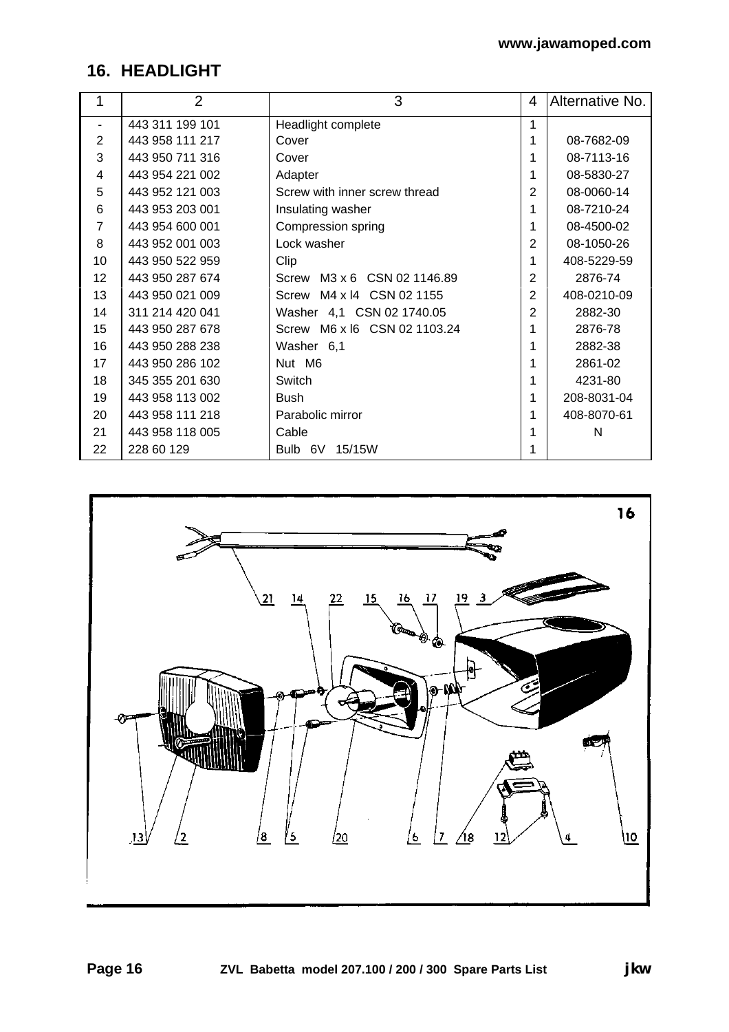## 16. HEADLIGHT

| 1 | 2 | 3 | 4 | Alternative No. |
|---|---|---|---|---|
| - | 443 311 199 101 | Headlight complete | 1 | |
| 2 | 443 958 111 217 | Cover | 1 | 08-7682-09 |
| 3 | 443 950 711 316 | Cover | 1 | 08-7113-16 |
| 4 | 443 954 221 002 | Adapter | 1 | 08-5830-27 |
| 5 | 443 952 121 003 | Screw with inner screw thread | 2 | 08-0060-14 |
| 6 | 443 953 203 001 | Insulating washer | 1 | 08-7210-24 |
| 7 | 443 954 600 001 | Compression spring | 1 | 08-4500-02 |
| 8 | 443 952 001 003 | Lock washer | 2 | 08-1050-26 |
| 10 | 443 950 522 959 | Clip | 1 | 408-5229-59 |
| 12 | 443 950 287 674 | Screw M3 x 6 CSN 02 1146.89 | 2 | 2876-74 |
| 13 | 443 950 021 009 | Screw M4 x l4 CSN 02 1155 | 2 | 408-0210-09 |
| 14 | 311 214 420 041 | Washer 4,1 CSN 02 1740.05 | 2 | 2882-30 |
| 15 | 443 950 287 678 | Screw M6 x l6 CSN 02 1103.24 | 1 | 2876-78 |
| 16 | 443 950 288 238 | Washer 6,1 | 1 | 2882-38 |
| 17 | 443 950 286 102 | Nut M6 | 1 | 2861-02 |
| 18 | 345 355 201 630 | Switch | 1 | 4231-80 |
| 19 | 443 958 113 002 | Bush | 1 | 208-8031-04 |
| 20 | 443 958 111 218 | Parabolic mirror | 1 | 408-8070-61 |
| 21 | 443 958 118 005 | Cable | 1 | N |
| 22 | 228 60 129 | Bulb 6V 15/15W | 1 | |

16

21 14 22 15 16 17 19 3

13 2 8 5 20 6 7 18 12 4 10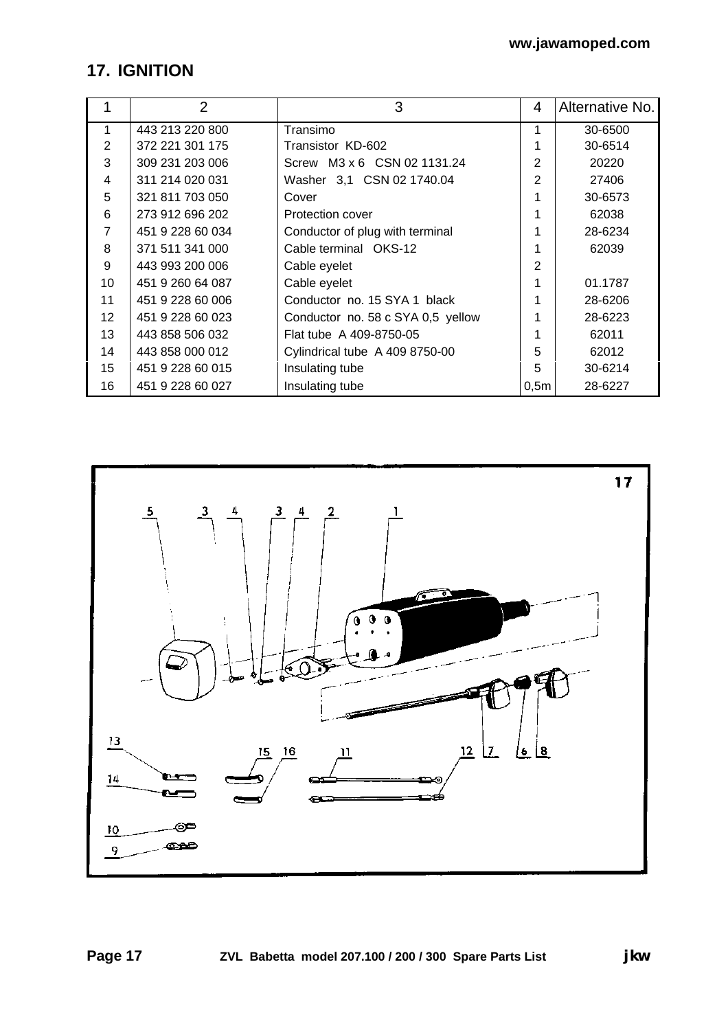ww.jawamoped.com

## 17. IGNITION

| 1 | 2 | 3 | 4 | Alternative No. |
|---|---|---|---|---|
| 1 | 443 213 220 800 | Transimo | 1 | 30-6500 |
| 2 | 372 221 301 175 | Transistor KD-602 | 1 | 30-6514 |
| 3 | 309 231 203 006 | Screw M3 x 6 CSN 02 1131.24 | 2 | 20220 |
| 4 | 311 214 020 031 | Washer 3,1 CSN 02 1740.04 | 2 | 27406 |
| 5 | 321 811 703 050 | Cover | 1 | 30-6573 |
| 6 | 273 912 696 202 | Protection cover | 1 | 62038 |
| 7 | 451 9 228 60 034 | Conductor of plug with terminal | 1 | 28-6234 |
| 8 | 371 511 341 000 | Cable terminal OKS-12 | 1 | 62039 |
| 9 | 443 993 200 006 | Cable eyelet | 2 | |
| 10 | 451 9 260 64 087 | Cable eyelet | 1 | 01.1787 |
| 11 | 451 9 228 60 006 | Conductor no. 15 SYA 1 black | 1 | 28-6206 |
| 12 | 451 9 228 60 023 | Conductor no. 58 c SYA 0,5 yellow | 1 | 28-6223 |
| 13 | 443 858 506 032 | Flat tube A 409-8750-05 | 1 | 62011 |
| 14 | 443 858 000 012 | Cylindrical tube A 409 8750-00 | 5 | 62012 |
| 15 | 451 9 228 60 015 | Insulating tube | 5 | 30-6214 |
| 16 | 451 9 228 60 027 | Insulating tube | 0,5m | 28-6227 |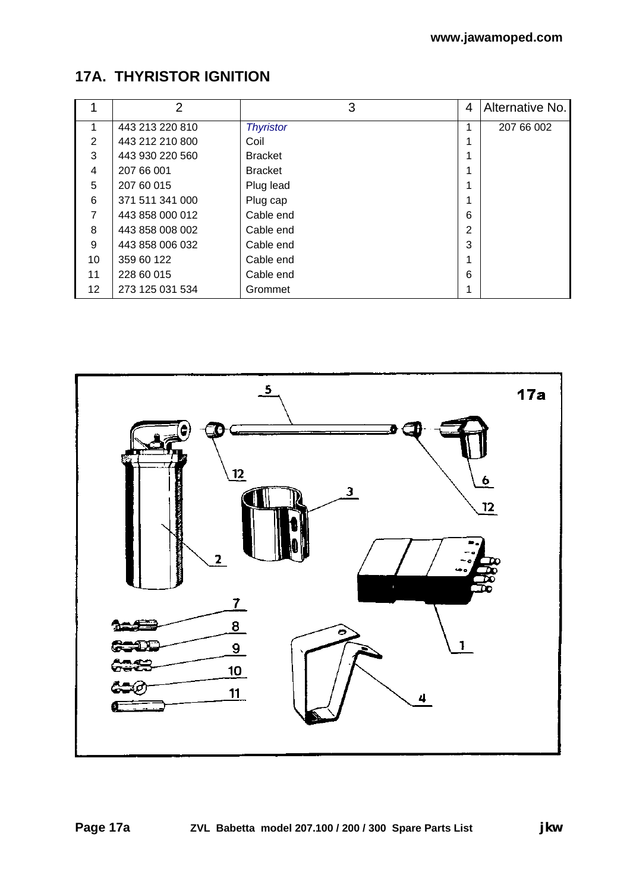## 17A. THYRISTOR IGNITION

| 1 | 2 | 3 | 4 | Alternative No. |
|---|---|---|---|---|
| 1 | 443 213 220 810 | *Thyristor* | 1 | 207 66 002 |
| 2 | 443 212 210 800 | Coil | 1 | |
| 3 | 443 930 220 560 | Bracket | 1 | |
| 4 | 207 66 001 | Bracket | 1 | |
| 5 | 207 60 015 | Plug lead | 1 | |
| 6 | 371 511 341 000 | Plug cap | 1 | |
| 7 | 443 858 000 012 | Cable end | 6 | |
| 8 | 443 858 008 002 | Cable end | 2 | |
| 9 | 443 858 006 032 | Cable end | 3 | |
| 10 | 359 60 122 | Cable end | 1 | |
| 11 | 228 60 015 | Cable end | 6 | |
| 12 | 273 125 031 534 | Grommet | 1 | |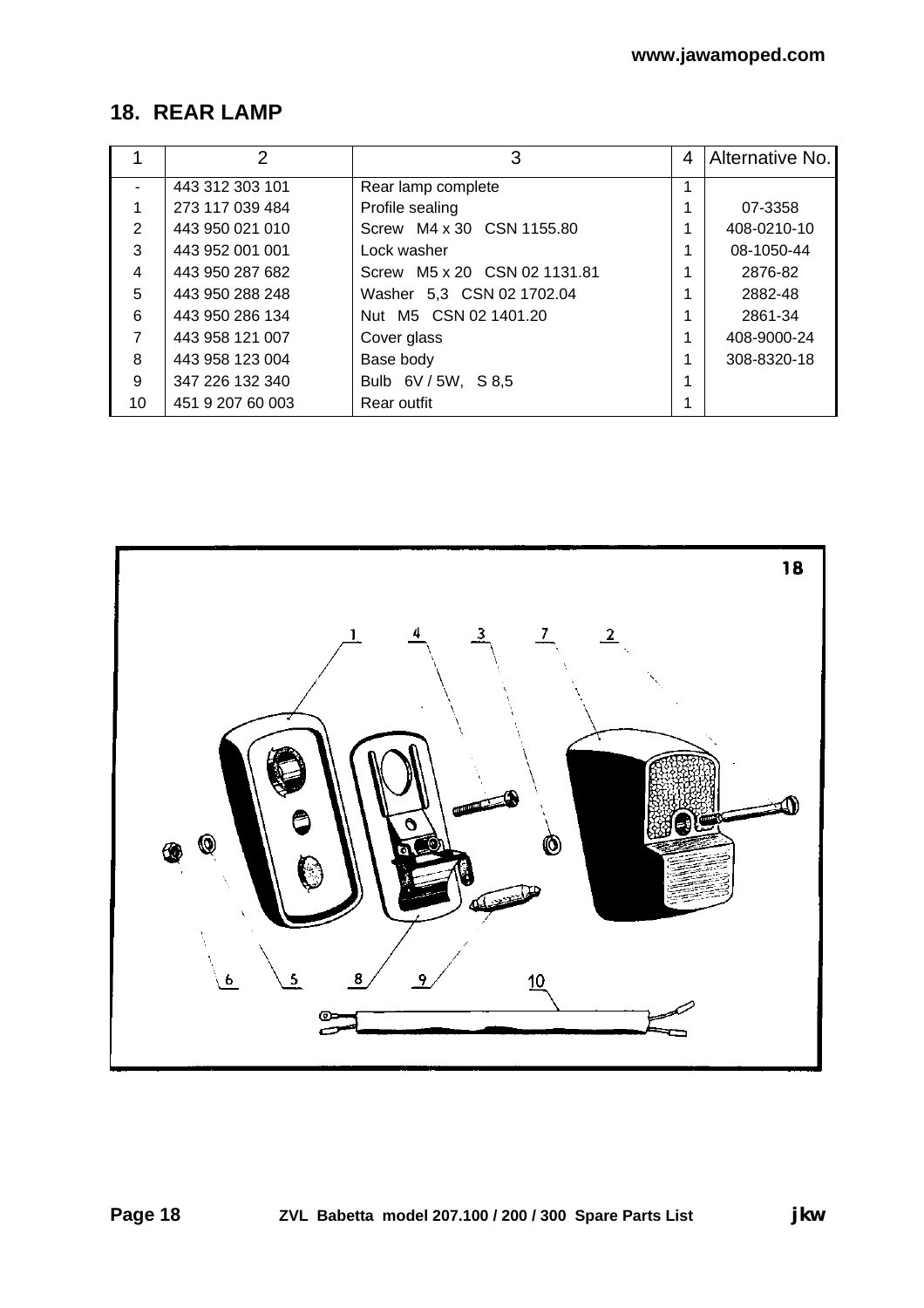## 18. REAR LAMP

| 1 | 2 | 3 | 4 | Alternative No. |
|---|---|---|---|---|
| - | 443 312 303 101 | Rear lamp complete | 1 | |
| 1 | 273 117 039 484 | Profile sealing | 1 | 07-3358 |
| 2 | 443 950 021 010 | Screw M4 x 30 CSN 1155.80 | 1 | 408-0210-10 |
| 3 | 443 952 001 001 | Lock washer | 1 | 08-1050-44 |
| 4 | 443 950 287 682 | Screw M5 x 20 CSN 02 1131.81 | 1 | 2876-82 |
| 5 | 443 950 288 248 | Washer 5,3 CSN 02 1702.04 | 1 | 2882-48 |
| 6 | 443 950 286 134 | Nut M5 CSN 02 1401.20 | 1 | 2861-34 |
| 7 | 443 958 121 007 | Cover glass | 1 | 408-9000-24 |
| 8 | 443 958 123 004 | Base body | 1 | 308-8320-18 |
| 9 | 347 226 132 340 | Bulb 6V / 5W, S 8,5 | 1 | |
| 10 | 451 9 207 60 003 | Rear outfit | 1 | |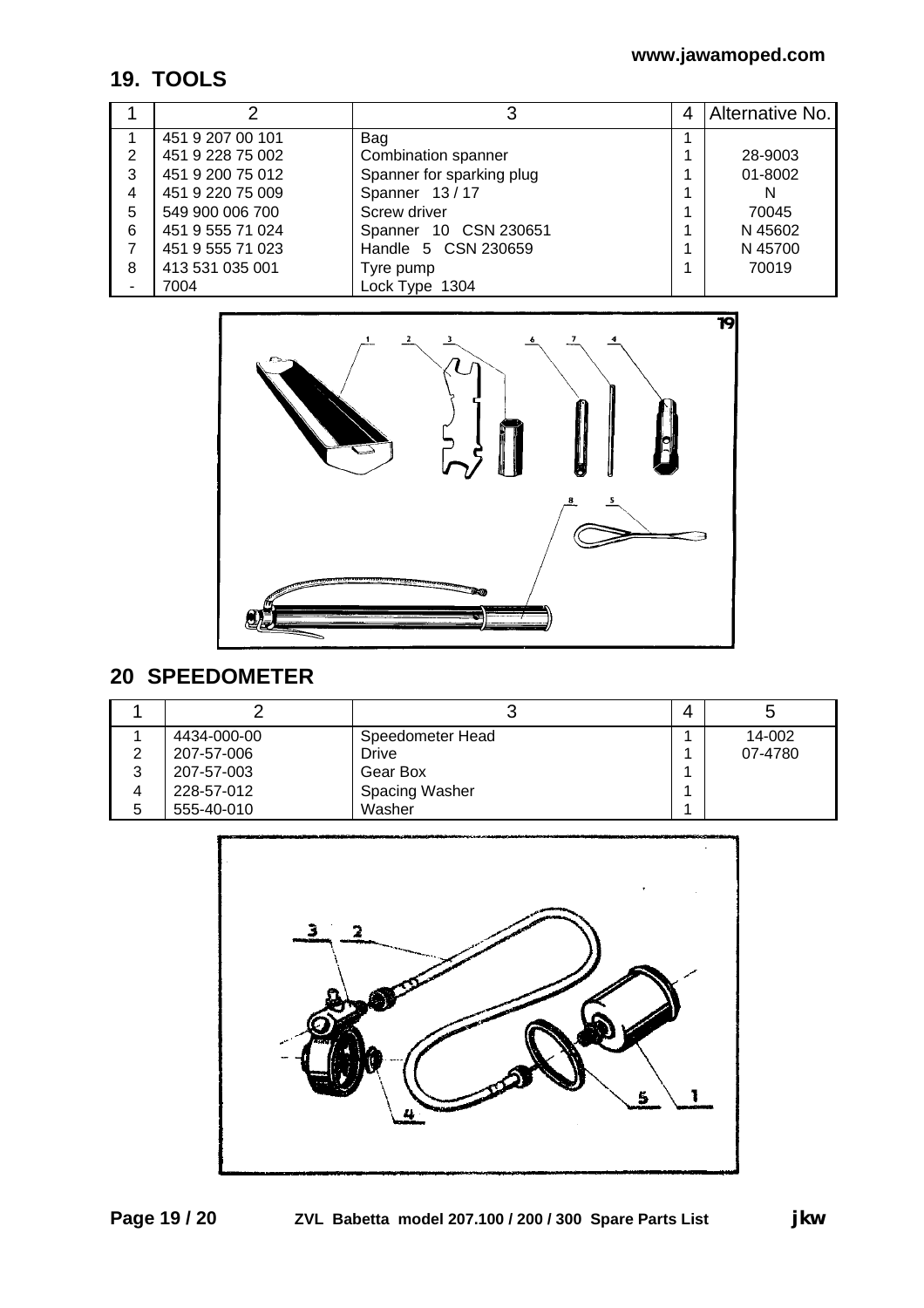## 19. TOOLS

| 1 | 2 | 3 | 4 | Alternative No. |
|---|---|---|---|---|
| 1 | 451 9 207 00 101 | Bag | 1 | |
| 2 | 451 9 228 75 002 | Combination spanner | 1 | 28-9003 |
| 3 | 451 9 200 75 012 | Spanner for sparking plug | 1 | 01-8002 |
| 4 | 451 9 220 75 009 | Spanner 13 / 17 | 1 | N |
| 5 | 549 900 006 700 | Screw driver | 1 | 70045 |
| 6 | 451 9 555 71 024 | Spanner 10 CSN 230651 | 1 | N 45602 |
| 7 | 451 9 555 71 023 | Handle 5 CSN 230659 | 1 | N 45700 |
| 8 | 413 531 035 001 | Tyre pump | 1 | 70019 |
| - | 7004 | Lock Type 1304 | | |

## 20 SPEEDOMETER

| 1 | 2 | 3 | 4 | 5 |
|---|---|---|---|---|
| 1 | 4434-000-00 | Speedometer Head | 1 | 14-002 |
| 2 | 207-57-006 | Drive | 1 | 07-4780 |
| 3 | 207-57-003 | Gear Box | 1 | |
| 4 | 228-57-012 | Spacing Washer | 1 | |
| 5 | 555-40-010 | Washer | 1 | |